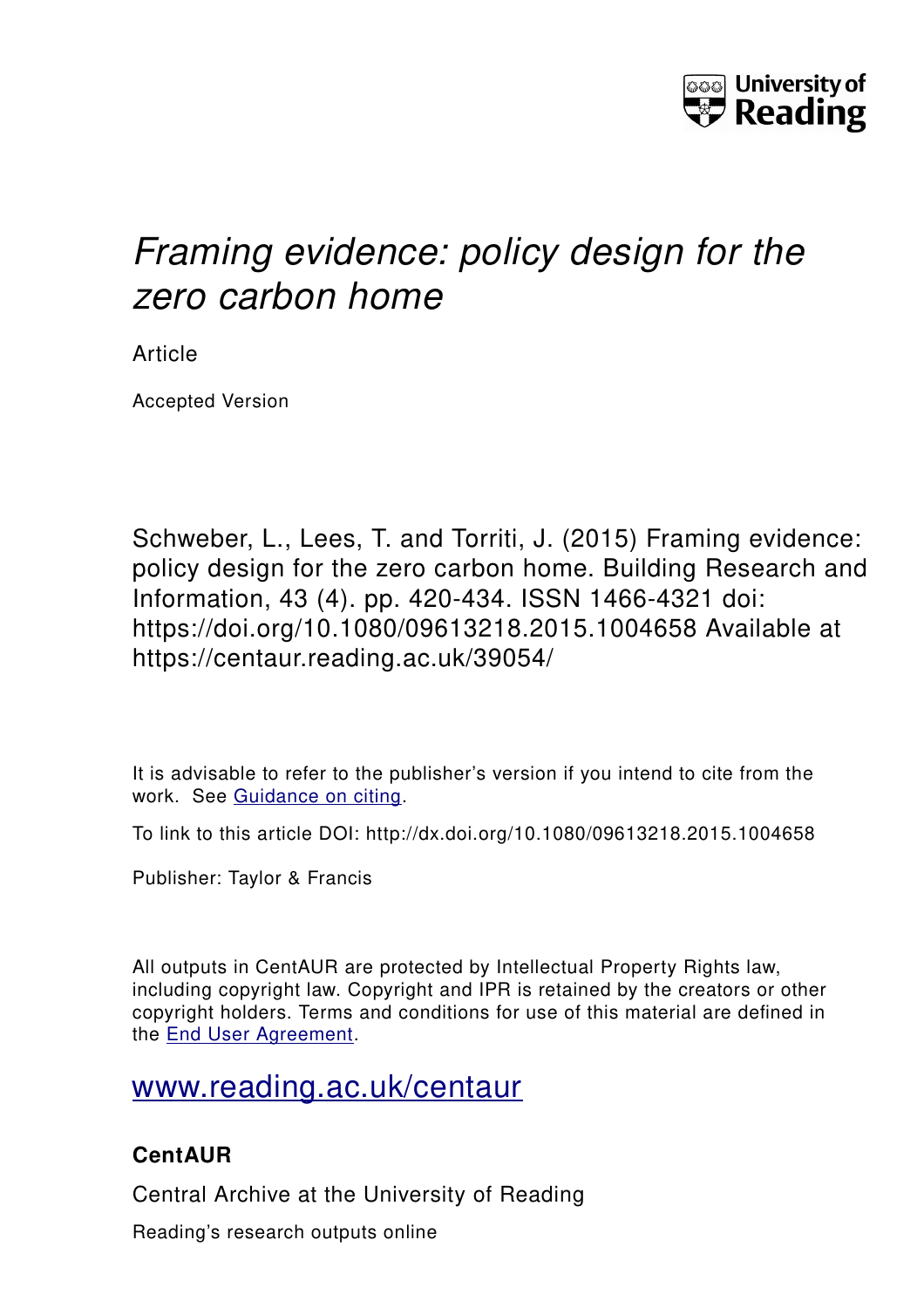# *Framing evidence: policy design for the zero carbon home*

Article

Accepted Version

Schweber, L., Lees, T. and Torriti, J. (2015) Framing evidence: policy design for the zero carbon home. Building Research and Information, 43 (4). pp. 420-434. ISSN 1466-4321 doi: https://doi.org/10.1080/09613218.2015.1004658 Available at https://centaur.reading.ac.uk/39054/

It is advisable to refer to the publisher's version if you intend to cite from the work. See Guidance on citing.

To link to this article DOI: http://dx.doi.org/10.1080/09613218.2015.1004658

Publisher: Taylor & Francis

All outputs in CentAUR are protected by Intellectual Property Rights law, including copyright law. Copyright and IPR is retained by the creators or other copyright holders. Terms and conditions for use of this material are defined in the End User Agreement.

www.reading.ac.uk/centaur

**CentAUR**

Central Archive at the University of Reading

Reading's research outputs online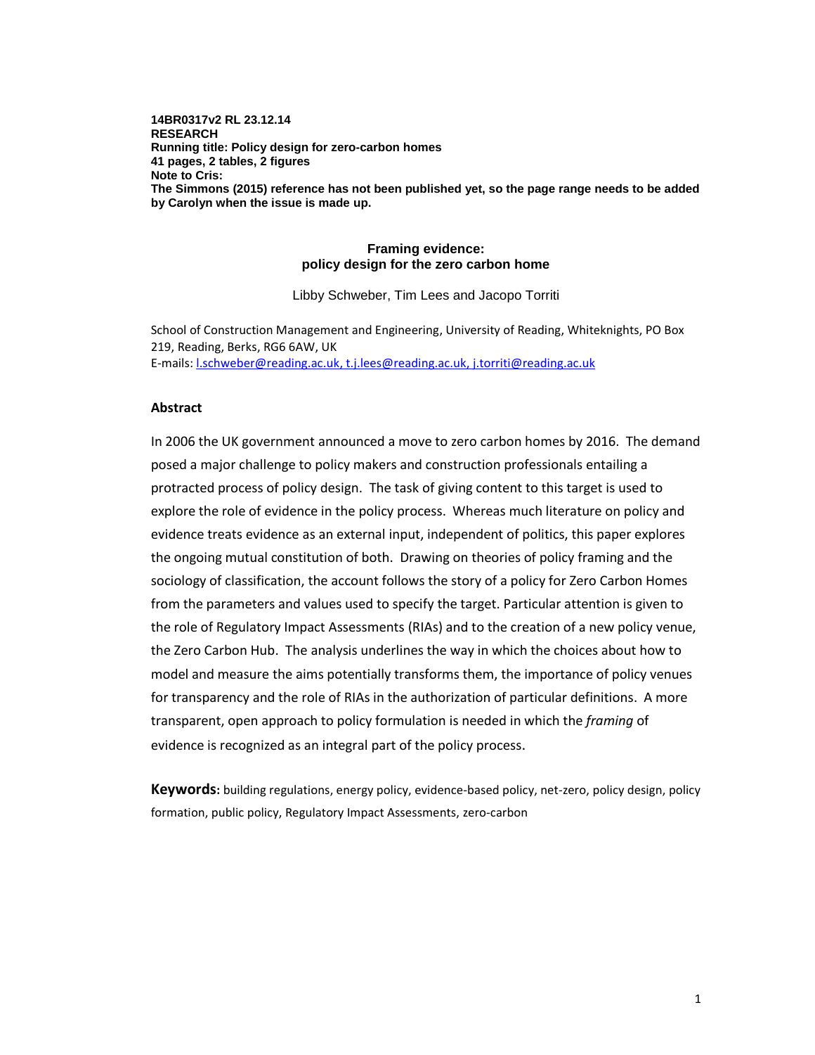**14BR0317v2 RL 23.12.14**
**RESEARCH**
**Running title: Policy design for zero-carbon homes**
**41 pages, 2 tables, 2 figures**
**Note to Cris:**
**The Simmons (2015) reference has not been published yet, so the page range needs to be added by Carolyn when the issue is made up.**

# Framing evidence: policy design for the zero carbon home

Libby Schweber, Tim Lees and Jacopo Torriti

School of Construction Management and Engineering, University of Reading, Whiteknights, PO Box 219, Reading, Berks, RG6 6AW, UK
E-mails: l.schweber@reading.ac.uk, t.j.lees@reading.ac.uk, j.torriti@reading.ac.uk

## Abstract

In 2006 the UK government announced a move to zero carbon homes by 2016. The demand posed a major challenge to policy makers and construction professionals entailing a protracted process of policy design. The task of giving content to this target is used to explore the role of evidence in the policy process. Whereas much literature on policy and evidence treats evidence as an external input, independent of politics, this paper explores the ongoing mutual constitution of both. Drawing on theories of policy framing and the sociology of classification, the account follows the story of a policy for Zero Carbon Homes from the parameters and values used to specify the target. Particular attention is given to the role of Regulatory Impact Assessments (RIAs) and to the creation of a new policy venue, the Zero Carbon Hub. The analysis underlines the way in which the choices about how to model and measure the aims potentially transforms them, the importance of policy venues for transparency and the role of RIAs in the authorization of particular definitions. A more transparent, open approach to policy formulation is needed in which the *framing* of evidence is recognized as an integral part of the policy process.

**Keywords:** building regulations, energy policy, evidence-based policy, net-zero, policy design, policy formation, public policy, Regulatory Impact Assessments, zero-carbon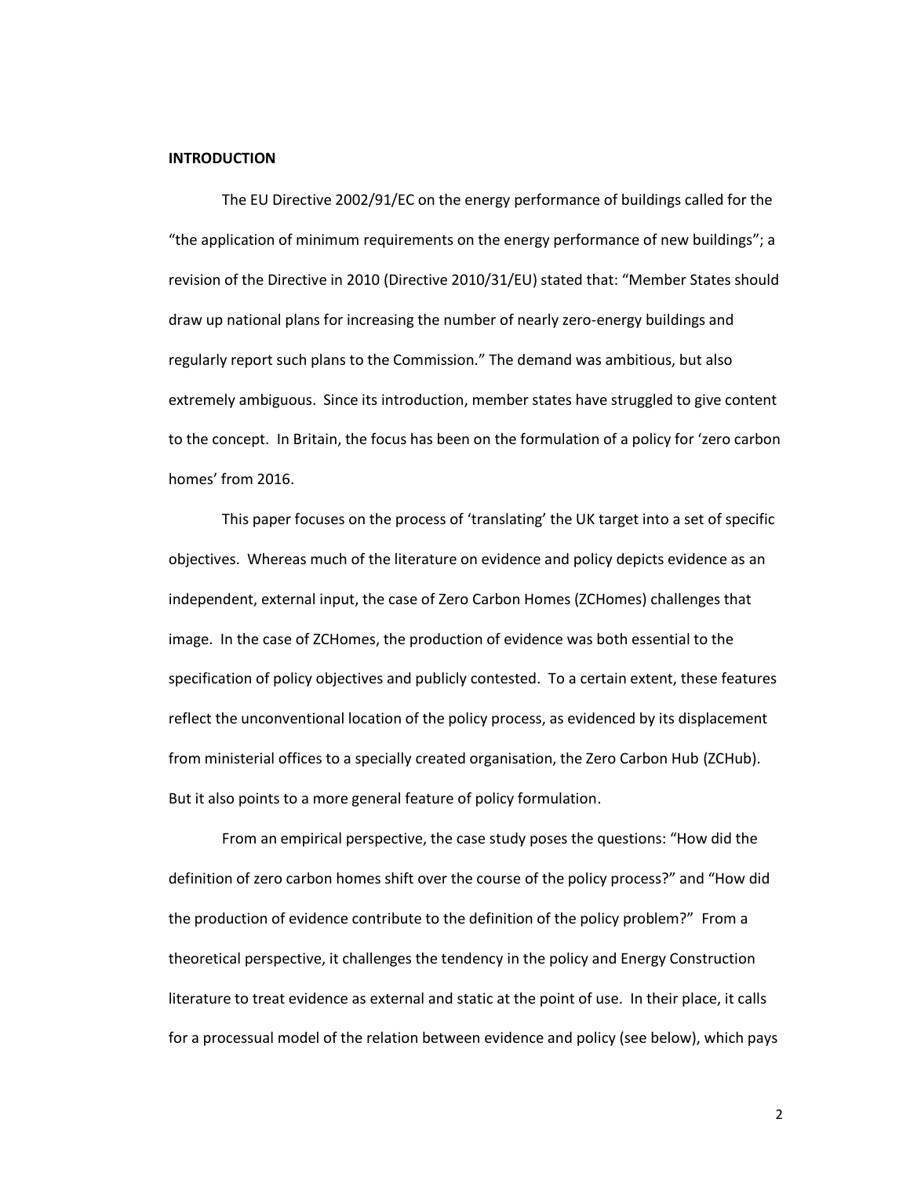**INTRODUCTION**

The EU Directive 2002/91/EC on the energy performance of buildings called for the "the application of minimum requirements on the energy performance of new buildings"; a revision of the Directive in 2010 (Directive 2010/31/EU) stated that: "Member States should draw up national plans for increasing the number of nearly zero-energy buildings and regularly report such plans to the Commission." The demand was ambitious, but also extremely ambiguous. Since its introduction, member states have struggled to give content to the concept. In Britain, the focus has been on the formulation of a policy for 'zero carbon homes' from 2016.

This paper focuses on the process of 'translating' the UK target into a set of specific objectives. Whereas much of the literature on evidence and policy depicts evidence as an independent, external input, the case of Zero Carbon Homes (ZCHomes) challenges that image. In the case of ZCHomes, the production of evidence was both essential to the specification of policy objectives and publicly contested. To a certain extent, these features reflect the unconventional location of the policy process, as evidenced by its displacement from ministerial offices to a specially created organisation, the Zero Carbon Hub (ZCHub). But it also points to a more general feature of policy formulation.

From an empirical perspective, the case study poses the questions: "How did the definition of zero carbon homes shift over the course of the policy process?" and "How did the production of evidence contribute to the definition of the policy problem?" From a theoretical perspective, it challenges the tendency in the policy and Energy Construction literature to treat evidence as external and static at the point of use. In their place, it calls for a processual model of the relation between evidence and policy (see below), which pays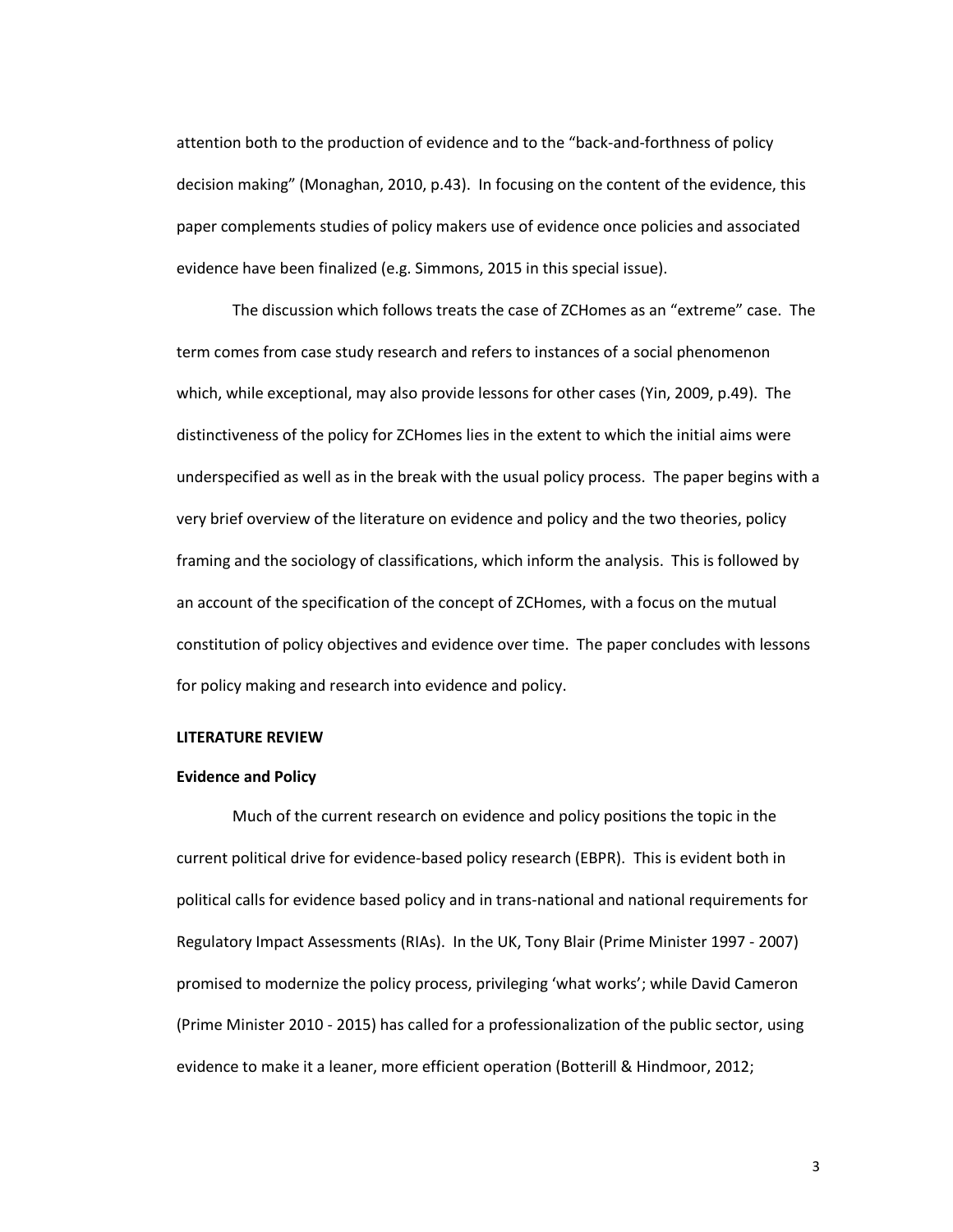attention both to the production of evidence and to the "back-and-forthness of policy decision making" (Monaghan, 2010, p.43). In focusing on the content of the evidence, this paper complements studies of policy makers use of evidence once policies and associated evidence have been finalized (e.g. Simmons, 2015 in this special issue).

The discussion which follows treats the case of ZCHomes as an "extreme" case. The term comes from case study research and refers to instances of a social phenomenon which, while exceptional, may also provide lessons for other cases (Yin, 2009, p.49). The distinctiveness of the policy for ZCHomes lies in the extent to which the initial aims were underspecified as well as in the break with the usual policy process. The paper begins with a very brief overview of the literature on evidence and policy and the two theories, policy framing and the sociology of classifications, which inform the analysis. This is followed by an account of the specification of the concept of ZCHomes, with a focus on the mutual constitution of policy objectives and evidence over time. The paper concludes with lessons for policy making and research into evidence and policy.

## LITERATURE REVIEW

### Evidence and Policy

Much of the current research on evidence and policy positions the topic in the current political drive for evidence-based policy research (EBPR). This is evident both in political calls for evidence based policy and in trans-national and national requirements for Regulatory Impact Assessments (RIAs). In the UK, Tony Blair (Prime Minister 1997 - 2007) promised to modernize the policy process, privileging 'what works'; while David Cameron (Prime Minister 2010 - 2015) has called for a professionalization of the public sector, using evidence to make it a leaner, more efficient operation (Botterill & Hindmoor, 2012;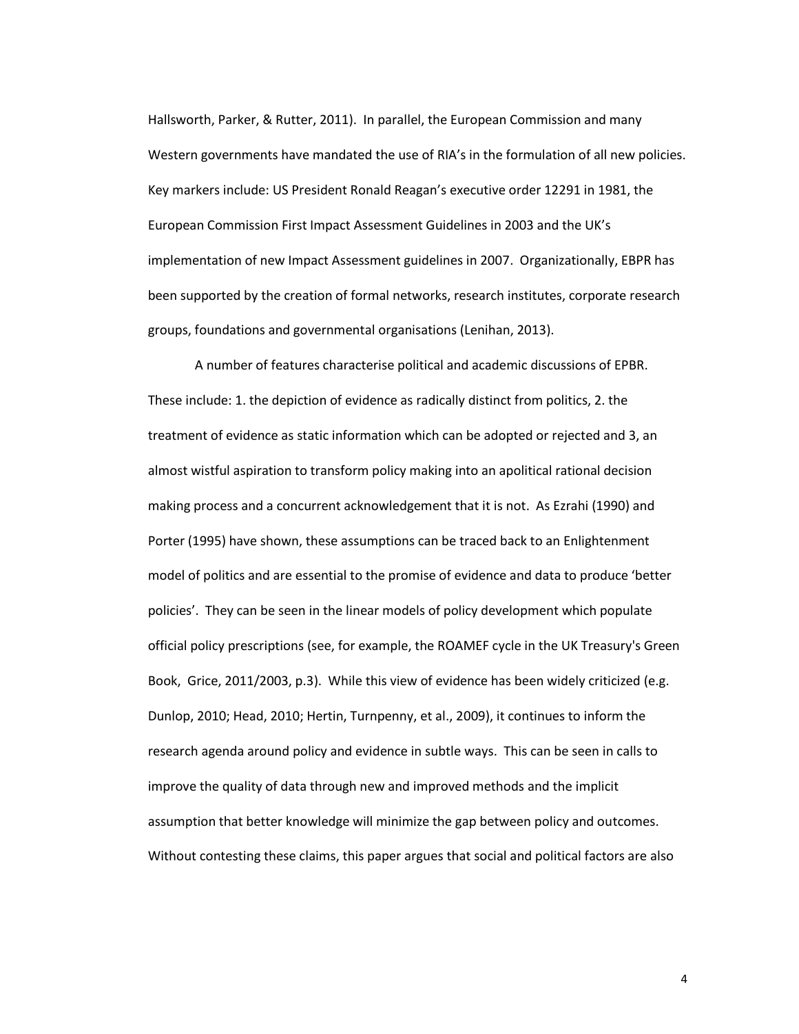Hallsworth, Parker, & Rutter, 2011). In parallel, the European Commission and many Western governments have mandated the use of RIA's in the formulation of all new policies. Key markers include: US President Ronald Reagan's executive order 12291 in 1981, the European Commission First Impact Assessment Guidelines in 2003 and the UK's implementation of new Impact Assessment guidelines in 2007. Organizationally, EBPR has been supported by the creation of formal networks, research institutes, corporate research groups, foundations and governmental organisations (Lenihan, 2013).

A number of features characterise political and academic discussions of EPBR. These include: 1. the depiction of evidence as radically distinct from politics, 2. the treatment of evidence as static information which can be adopted or rejected and 3, an almost wistful aspiration to transform policy making into an apolitical rational decision making process and a concurrent acknowledgement that it is not. As Ezrahi (1990) and Porter (1995) have shown, these assumptions can be traced back to an Enlightenment model of politics and are essential to the promise of evidence and data to produce 'better policies'. They can be seen in the linear models of policy development which populate official policy prescriptions (see, for example, the ROAMEF cycle in the UK Treasury's Green Book, Grice, 2011/2003, p.3). While this view of evidence has been widely criticized (e.g. Dunlop, 2010; Head, 2010; Hertin, Turnpenny, et al., 2009), it continues to inform the research agenda around policy and evidence in subtle ways. This can be seen in calls to improve the quality of data through new and improved methods and the implicit assumption that better knowledge will minimize the gap between policy and outcomes. Without contesting these claims, this paper argues that social and political factors are also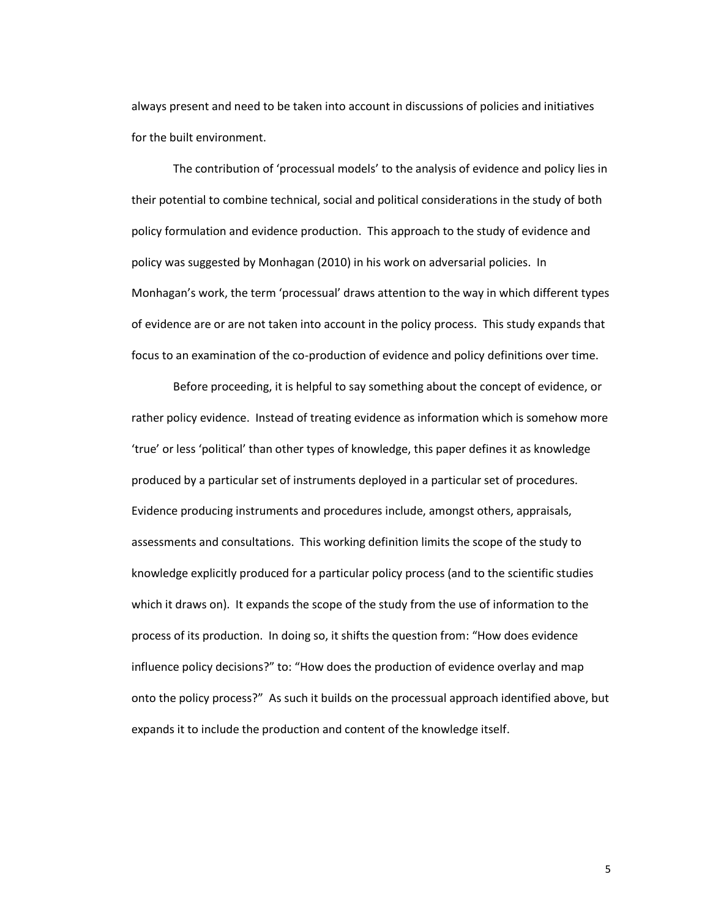always present and need to be taken into account in discussions of policies and initiatives for the built environment.

The contribution of 'processual models' to the analysis of evidence and policy lies in their potential to combine technical, social and political considerations in the study of both policy formulation and evidence production. This approach to the study of evidence and policy was suggested by Monhagan (2010) in his work on adversarial policies. In Monhagan's work, the term 'processual' draws attention to the way in which different types of evidence are or are not taken into account in the policy process. This study expands that focus to an examination of the co-production of evidence and policy definitions over time.

Before proceeding, it is helpful to say something about the concept of evidence, or rather policy evidence. Instead of treating evidence as information which is somehow more 'true' or less 'political' than other types of knowledge, this paper defines it as knowledge produced by a particular set of instruments deployed in a particular set of procedures. Evidence producing instruments and procedures include, amongst others, appraisals, assessments and consultations. This working definition limits the scope of the study to knowledge explicitly produced for a particular policy process (and to the scientific studies which it draws on). It expands the scope of the study from the use of information to the process of its production. In doing so, it shifts the question from: "How does evidence influence policy decisions?" to: "How does the production of evidence overlay and map onto the policy process?" As such it builds on the processual approach identified above, but expands it to include the production and content of the knowledge itself.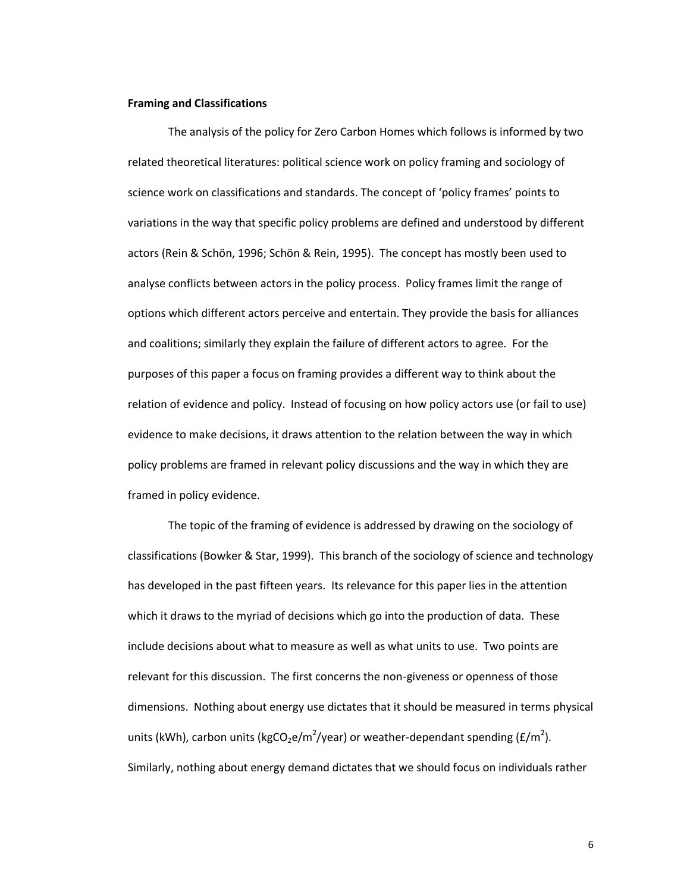**Framing and Classifications**

The analysis of the policy for Zero Carbon Homes which follows is informed by two related theoretical literatures: political science work on policy framing and sociology of science work on classifications and standards. The concept of 'policy frames' points to variations in the way that specific policy problems are defined and understood by different actors (Rein & Schön, 1996; Schön & Rein, 1995). The concept has mostly been used to analyse conflicts between actors in the policy process. Policy frames limit the range of options which different actors perceive and entertain. They provide the basis for alliances and coalitions; similarly they explain the failure of different actors to agree. For the purposes of this paper a focus on framing provides a different way to think about the relation of evidence and policy. Instead of focusing on how policy actors use (or fail to use) evidence to make decisions, it draws attention to the relation between the way in which policy problems are framed in relevant policy discussions and the way in which they are framed in policy evidence.

The topic of the framing of evidence is addressed by drawing on the sociology of classifications (Bowker & Star, 1999). This branch of the sociology of science and technology has developed in the past fifteen years. Its relevance for this paper lies in the attention which it draws to the myriad of decisions which go into the production of data. These include decisions about what to measure as well as what units to use. Two points are relevant for this discussion. The first concerns the non-giveness or openness of those dimensions. Nothing about energy use dictates that it should be measured in terms physical units (kWh), carbon units ($kgCO_2e/m^2/year$) or weather-dependant spending (£/$m^2$). Similarly, nothing about energy demand dictates that we should focus on individuals rather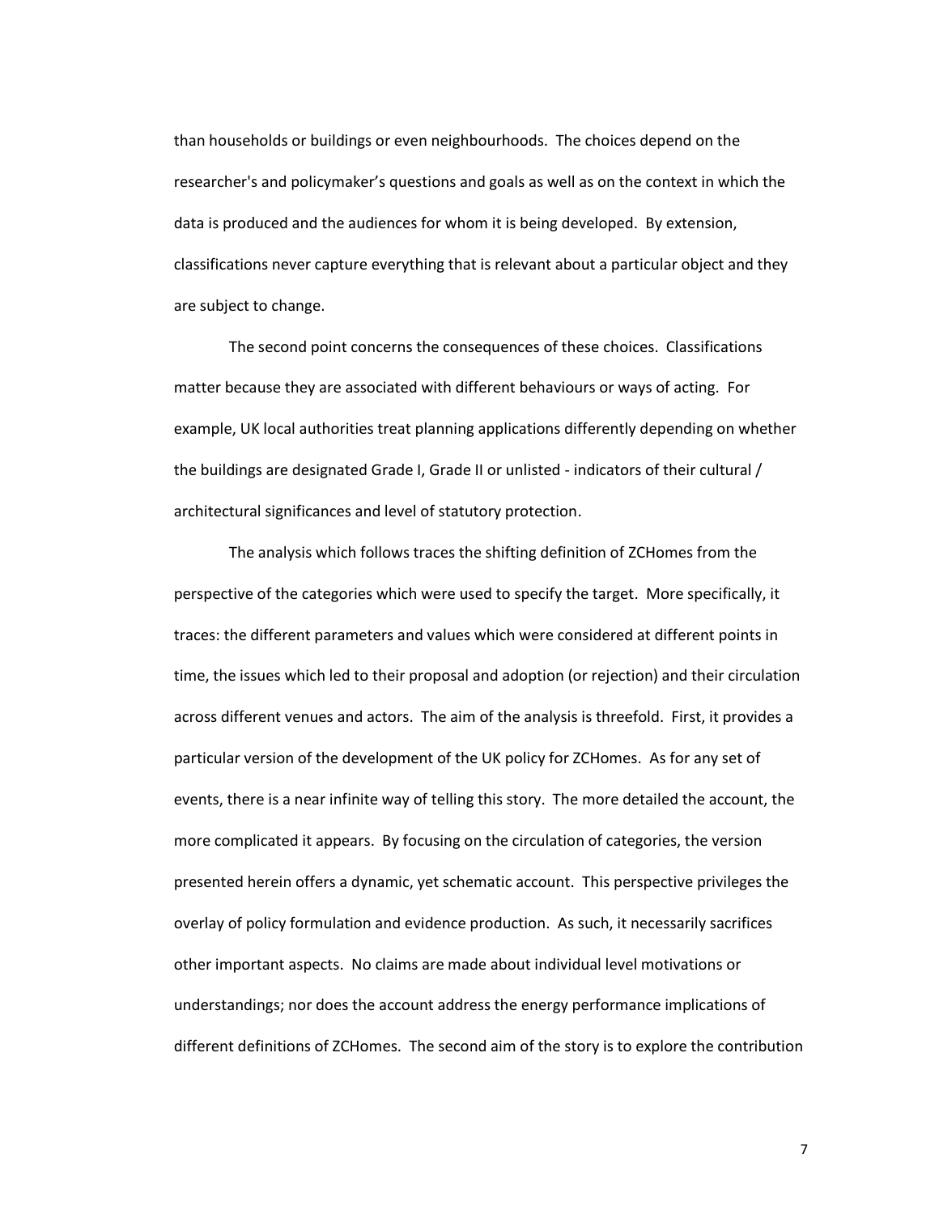than households or buildings or even neighbourhoods. The choices depend on the researcher's and policymaker's questions and goals as well as on the context in which the data is produced and the audiences for whom it is being developed. By extension, classifications never capture everything that is relevant about a particular object and they are subject to change.

The second point concerns the consequences of these choices. Classifications matter because they are associated with different behaviours or ways of acting. For example, UK local authorities treat planning applications differently depending on whether the buildings are designated Grade I, Grade II or unlisted - indicators of their cultural / architectural significances and level of statutory protection.

The analysis which follows traces the shifting definition of ZCHomes from the perspective of the categories which were used to specify the target. More specifically, it traces: the different parameters and values which were considered at different points in time, the issues which led to their proposal and adoption (or rejection) and their circulation across different venues and actors. The aim of the analysis is threefold. First, it provides a particular version of the development of the UK policy for ZCHomes. As for any set of events, there is a near infinite way of telling this story. The more detailed the account, the more complicated it appears. By focusing on the circulation of categories, the version presented herein offers a dynamic, yet schematic account. This perspective privileges the overlay of policy formulation and evidence production. As such, it necessarily sacrifices other important aspects. No claims are made about individual level motivations or understandings; nor does the account address the energy performance implications of different definitions of ZCHomes. The second aim of the story is to explore the contribution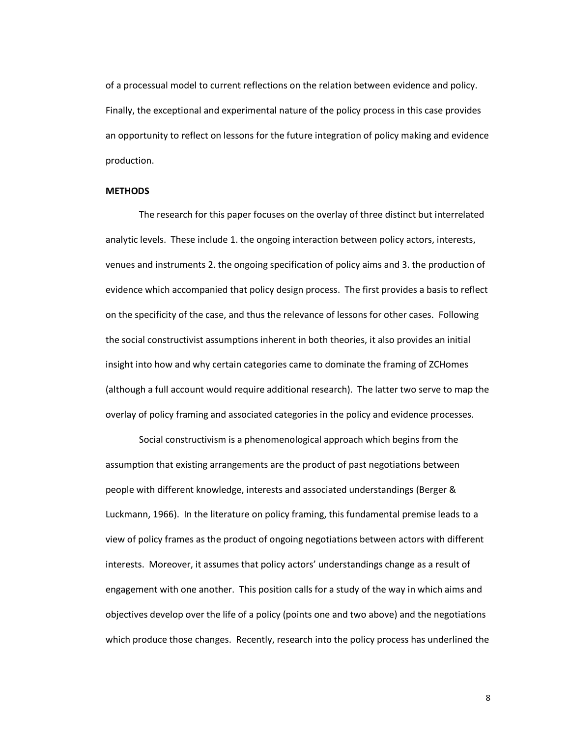of a processual model to current reflections on the relation between evidence and policy. Finally, the exceptional and experimental nature of the policy process in this case provides an opportunity to reflect on lessons for the future integration of policy making and evidence production.

**METHODS**

The research for this paper focuses on the overlay of three distinct but interrelated analytic levels. These include 1. the ongoing interaction between policy actors, interests, venues and instruments 2. the ongoing specification of policy aims and 3. the production of evidence which accompanied that policy design process. The first provides a basis to reflect on the specificity of the case, and thus the relevance of lessons for other cases. Following the social constructivist assumptions inherent in both theories, it also provides an initial insight into how and why certain categories came to dominate the framing of ZCHomes (although a full account would require additional research). The latter two serve to map the overlay of policy framing and associated categories in the policy and evidence processes.

Social constructivism is a phenomenological approach which begins from the assumption that existing arrangements are the product of past negotiations between people with different knowledge, interests and associated understandings (Berger & Luckmann, 1966). In the literature on policy framing, this fundamental premise leads to a view of policy frames as the product of ongoing negotiations between actors with different interests. Moreover, it assumes that policy actors' understandings change as a result of engagement with one another. This position calls for a study of the way in which aims and objectives develop over the life of a policy (points one and two above) and the negotiations which produce those changes. Recently, research into the policy process has underlined the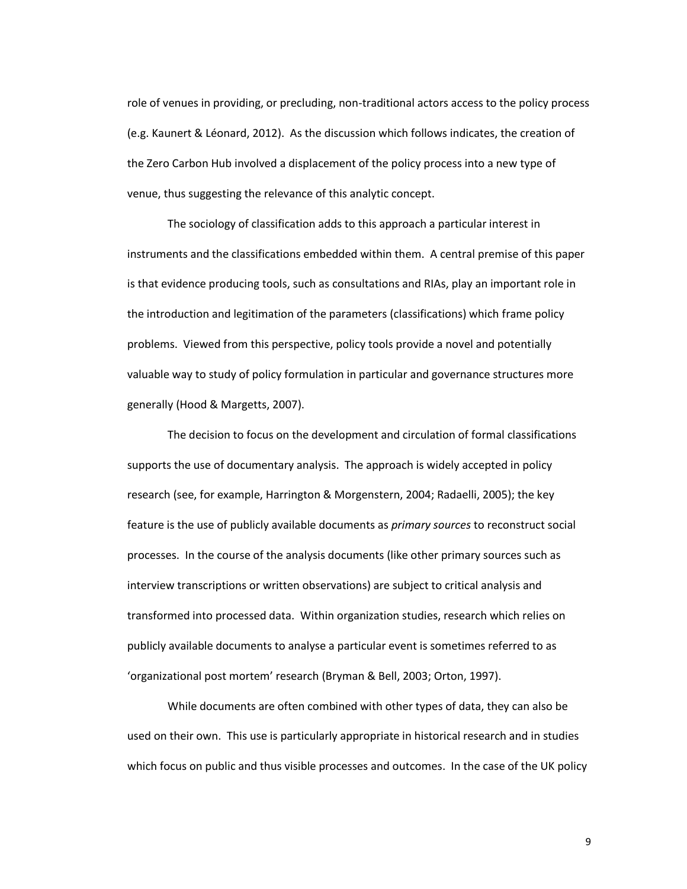role of venues in providing, or precluding, non-traditional actors access to the policy process (e.g. Kaunert & Léonard, 2012). As the discussion which follows indicates, the creation of the Zero Carbon Hub involved a displacement of the policy process into a new type of venue, thus suggesting the relevance of this analytic concept.

The sociology of classification adds to this approach a particular interest in instruments and the classifications embedded within them. A central premise of this paper is that evidence producing tools, such as consultations and RIAs, play an important role in the introduction and legitimation of the parameters (classifications) which frame policy problems. Viewed from this perspective, policy tools provide a novel and potentially valuable way to study of policy formulation in particular and governance structures more generally (Hood & Margetts, 2007).

The decision to focus on the development and circulation of formal classifications supports the use of documentary analysis. The approach is widely accepted in policy research (see, for example, Harrington & Morgenstern, 2004; Radaelli, 2005); the key feature is the use of publicly available documents as *primary sources* to reconstruct social processes. In the course of the analysis documents (like other primary sources such as interview transcriptions or written observations) are subject to critical analysis and transformed into processed data. Within organization studies, research which relies on publicly available documents to analyse a particular event is sometimes referred to as 'organizational post mortem' research (Bryman & Bell, 2003; Orton, 1997).

While documents are often combined with other types of data, they can also be used on their own. This use is particularly appropriate in historical research and in studies which focus on public and thus visible processes and outcomes. In the case of the UK policy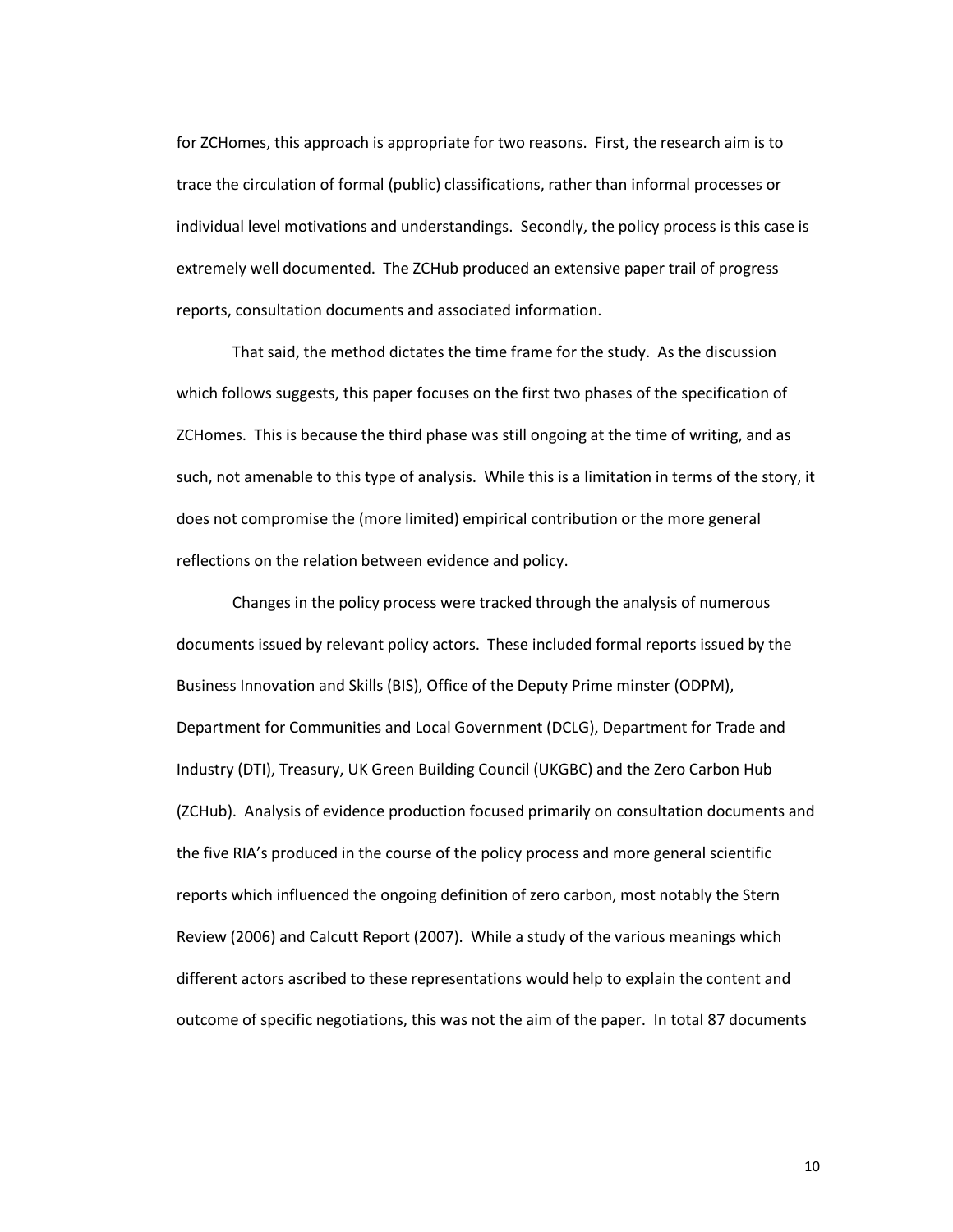for ZCHomes, this approach is appropriate for two reasons. First, the research aim is to trace the circulation of formal (public) classifications, rather than informal processes or individual level motivations and understandings. Secondly, the policy process is this case is extremely well documented. The ZCHub produced an extensive paper trail of progress reports, consultation documents and associated information.

That said, the method dictates the time frame for the study. As the discussion which follows suggests, this paper focuses on the first two phases of the specification of ZCHomes. This is because the third phase was still ongoing at the time of writing, and as such, not amenable to this type of analysis. While this is a limitation in terms of the story, it does not compromise the (more limited) empirical contribution or the more general reflections on the relation between evidence and policy.

Changes in the policy process were tracked through the analysis of numerous documents issued by relevant policy actors. These included formal reports issued by the Business Innovation and Skills (BIS), Office of the Deputy Prime minster (ODPM), Department for Communities and Local Government (DCLG), Department for Trade and Industry (DTI), Treasury, UK Green Building Council (UKGBC) and the Zero Carbon Hub (ZCHub). Analysis of evidence production focused primarily on consultation documents and the five RIA's produced in the course of the policy process and more general scientific reports which influenced the ongoing definition of zero carbon, most notably the Stern Review (2006) and Calcutt Report (2007). While a study of the various meanings which different actors ascribed to these representations would help to explain the content and outcome of specific negotiations, this was not the aim of the paper. In total 87 documents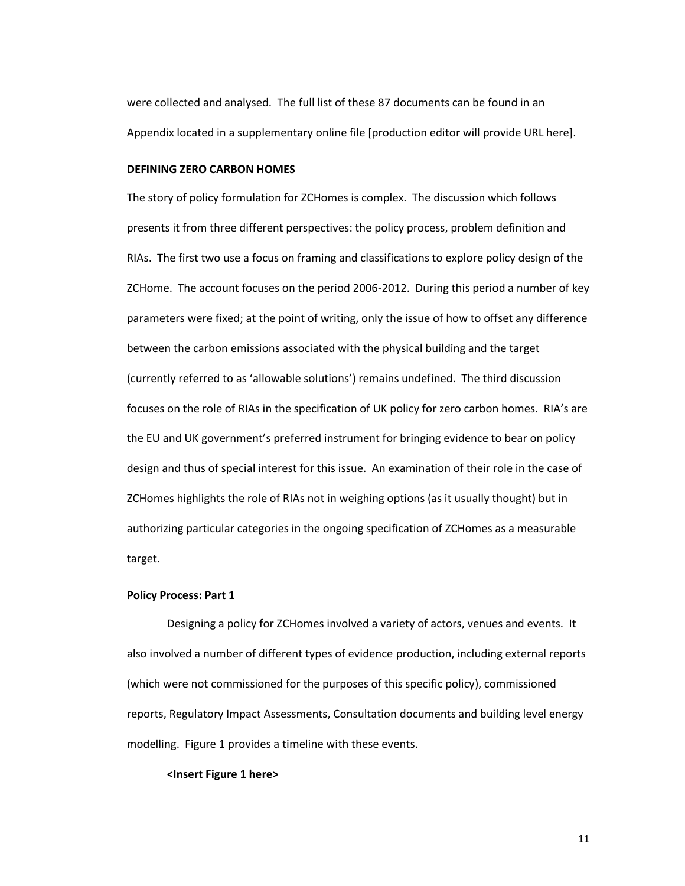were collected and analysed. The full list of these 87 documents can be found in an Appendix located in a supplementary online file [production editor will provide URL here].

## DEFINING ZERO CARBON HOMES

The story of policy formulation for ZCHomes is complex. The discussion which follows presents it from three different perspectives: the policy process, problem definition and RIAs. The first two use a focus on framing and classifications to explore policy design of the ZCHome. The account focuses on the period 2006-2012. During this period a number of key parameters were fixed; at the point of writing, only the issue of how to offset any difference between the carbon emissions associated with the physical building and the target (currently referred to as 'allowable solutions') remains undefined. The third discussion focuses on the role of RIAs in the specification of UK policy for zero carbon homes. RIA's are the EU and UK government's preferred instrument for bringing evidence to bear on policy design and thus of special interest for this issue. An examination of their role in the case of ZCHomes highlights the role of RIAs not in weighing options (as it usually thought) but in authorizing particular categories in the ongoing specification of ZCHomes as a measurable target.

### Policy Process: Part 1

Designing a policy for ZCHomes involved a variety of actors, venues and events. It also involved a number of different types of evidence production, including external reports (which were not commissioned for the purposes of this specific policy), commissioned reports, Regulatory Impact Assessments, Consultation documents and building level energy modelling. Figure 1 provides a timeline with these events.

**<Insert Figure 1 here>**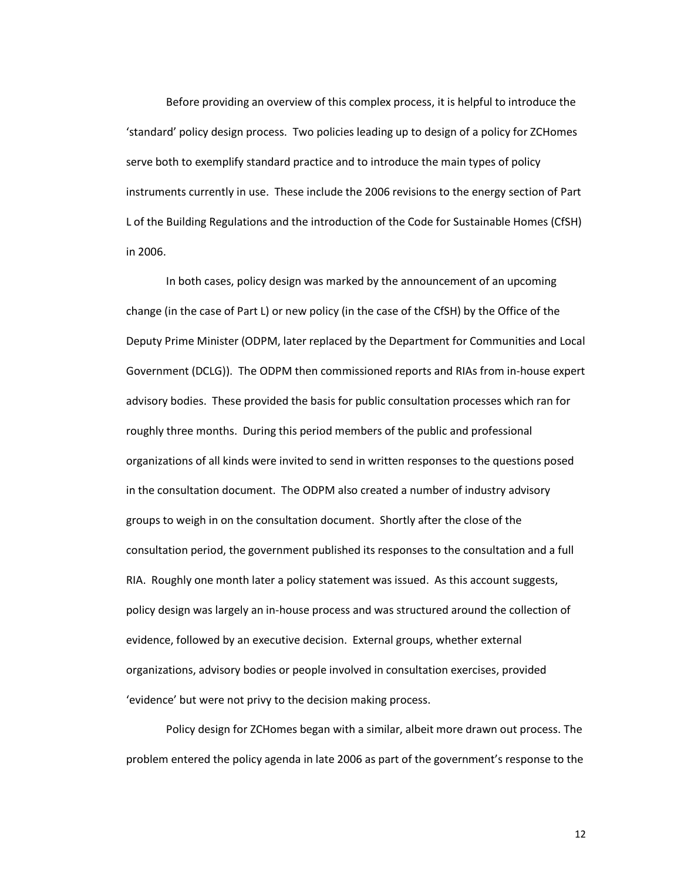Before providing an overview of this complex process, it is helpful to introduce the 'standard' policy design process. Two policies leading up to design of a policy for ZCHomes serve both to exemplify standard practice and to introduce the main types of policy instruments currently in use. These include the 2006 revisions to the energy section of Part L of the Building Regulations and the introduction of the Code for Sustainable Homes (CfSH) in 2006.

In both cases, policy design was marked by the announcement of an upcoming change (in the case of Part L) or new policy (in the case of the CfSH) by the Office of the Deputy Prime Minister (ODPM, later replaced by the Department for Communities and Local Government (DCLG)). The ODPM then commissioned reports and RIAs from in-house expert advisory bodies. These provided the basis for public consultation processes which ran for roughly three months. During this period members of the public and professional organizations of all kinds were invited to send in written responses to the questions posed in the consultation document. The ODPM also created a number of industry advisory groups to weigh in on the consultation document. Shortly after the close of the consultation period, the government published its responses to the consultation and a full RIA. Roughly one month later a policy statement was issued. As this account suggests, policy design was largely an in-house process and was structured around the collection of evidence, followed by an executive decision. External groups, whether external organizations, advisory bodies or people involved in consultation exercises, provided 'evidence' but were not privy to the decision making process.

Policy design for ZCHomes began with a similar, albeit more drawn out process. The problem entered the policy agenda in late 2006 as part of the government's response to the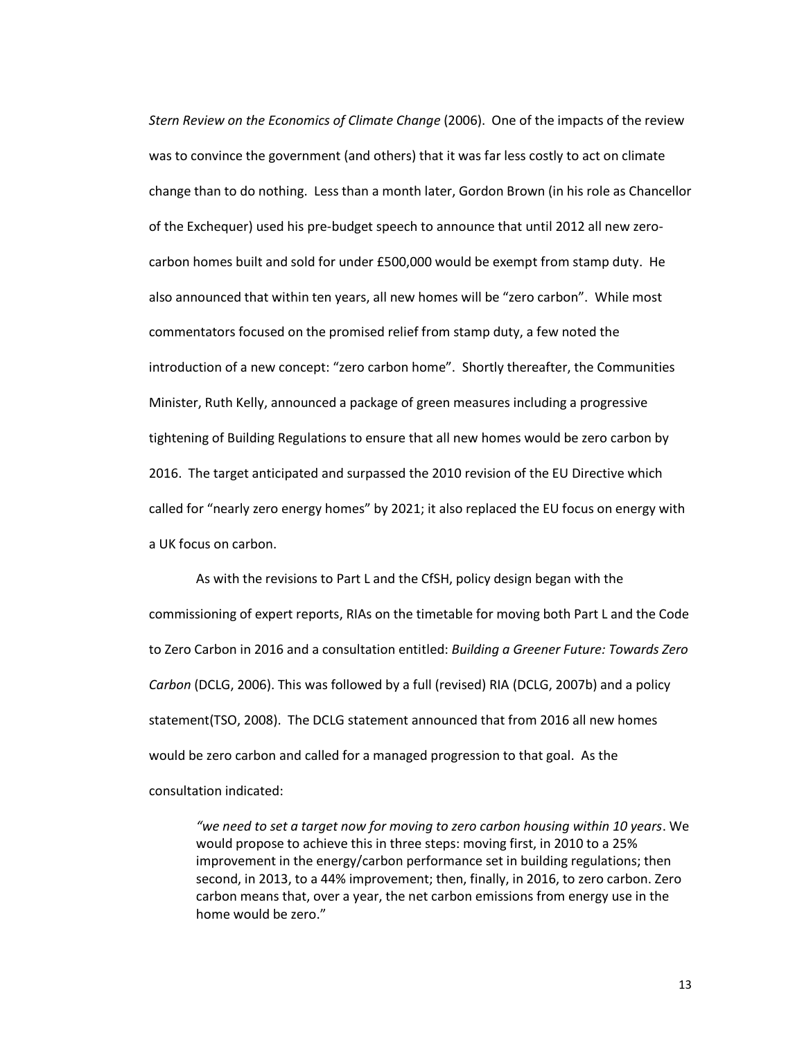*Stern Review on the Economics of Climate Change* (2006). One of the impacts of the review was to convince the government (and others) that it was far less costly to act on climate change than to do nothing. Less than a month later, Gordon Brown (in his role as Chancellor of the Exchequer) used his pre-budget speech to announce that until 2012 all new zero-carbon homes built and sold for under £500,000 would be exempt from stamp duty. He also announced that within ten years, all new homes will be "zero carbon". While most commentators focused on the promised relief from stamp duty, a few noted the introduction of a new concept: "zero carbon home". Shortly thereafter, the Communities Minister, Ruth Kelly, announced a package of green measures including a progressive tightening of Building Regulations to ensure that all new homes would be zero carbon by 2016. The target anticipated and surpassed the 2010 revision of the EU Directive which called for "nearly zero energy homes" by 2021; it also replaced the EU focus on energy with a UK focus on carbon.

As with the revisions to Part L and the CfSH, policy design began with the commissioning of expert reports, RIAs on the timetable for moving both Part L and the Code to Zero Carbon in 2016 and a consultation entitled: *Building a Greener Future: Towards Zero Carbon* (DCLG, 2006). This was followed by a full (revised) RIA (DCLG, 2007b) and a policy statement(TSO, 2008). The DCLG statement announced that from 2016 all new homes would be zero carbon and called for a managed progression to that goal. As the consultation indicated:

> *"we need to set a target now for moving to zero carbon housing within 10 years*. We would propose to achieve this in three steps: moving first, in 2010 to a 25% improvement in the energy/carbon performance set in building regulations; then second, in 2013, to a 44% improvement; then, finally, in 2016, to zero carbon. Zero carbon means that, over a year, the net carbon emissions from energy use in the home would be zero."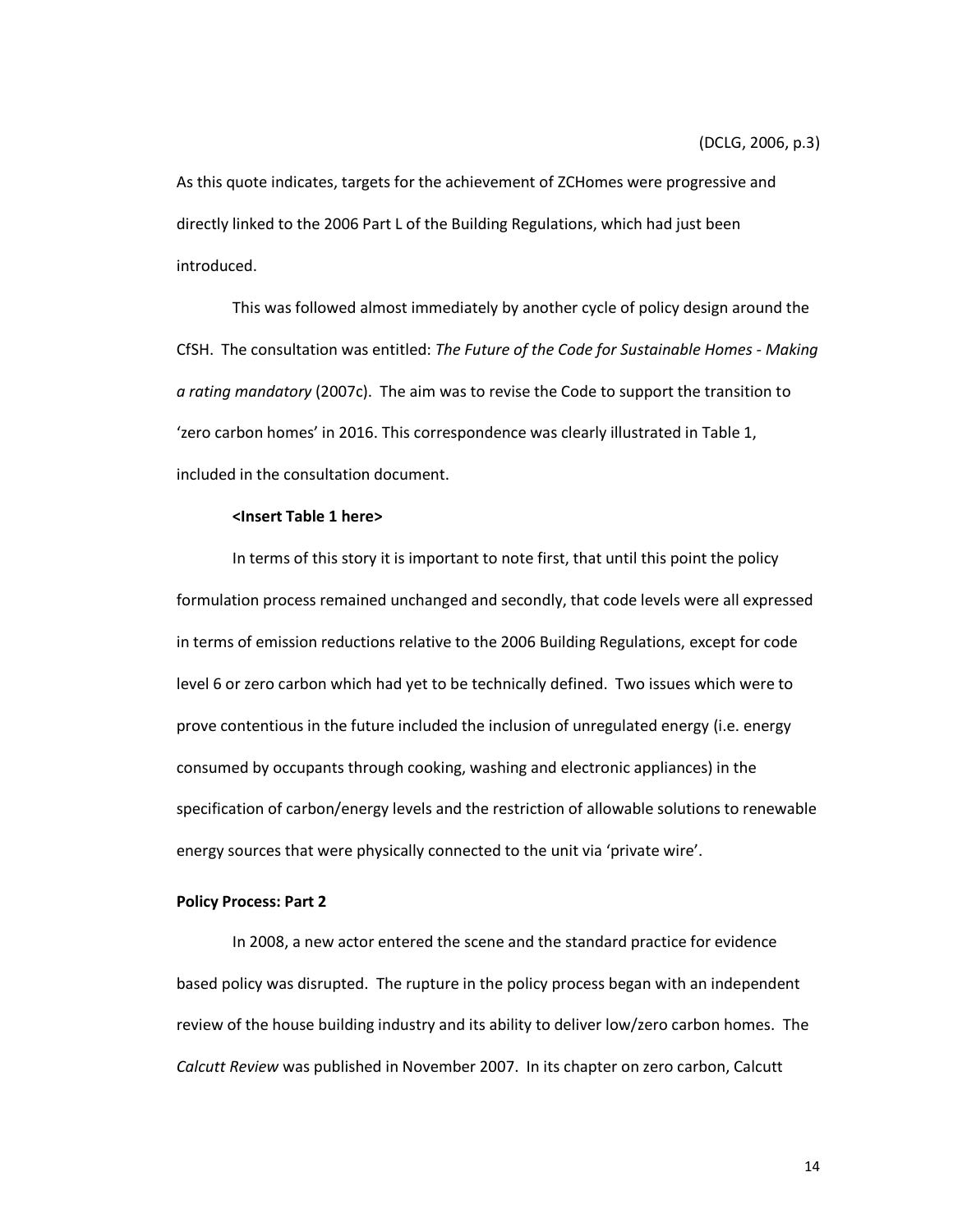(DCLG, 2006, p.3)

As this quote indicates, targets for the achievement of ZCHomes were progressive and directly linked to the 2006 Part L of the Building Regulations, which had just been introduced.

This was followed almost immediately by another cycle of policy design around the CfSH. The consultation was entitled: *The Future of the Code for Sustainable Homes - Making a rating mandatory* (2007c). The aim was to revise the Code to support the transition to 'zero carbon homes' in 2016. This correspondence was clearly illustrated in Table 1, included in the consultation document.

**<Insert Table 1 here>**

In terms of this story it is important to note first, that until this point the policy formulation process remained unchanged and secondly, that code levels were all expressed in terms of emission reductions relative to the 2006 Building Regulations, except for code level 6 or zero carbon which had yet to be technically defined. Two issues which were to prove contentious in the future included the inclusion of unregulated energy (i.e. energy consumed by occupants through cooking, washing and electronic appliances) in the specification of carbon/energy levels and the restriction of allowable solutions to renewable energy sources that were physically connected to the unit via 'private wire'.

**Policy Process: Part 2**

In 2008, a new actor entered the scene and the standard practice for evidence based policy was disrupted. The rupture in the policy process began with an independent review of the house building industry and its ability to deliver low/zero carbon homes. The *Calcutt Review* was published in November 2007. In its chapter on zero carbon, Calcutt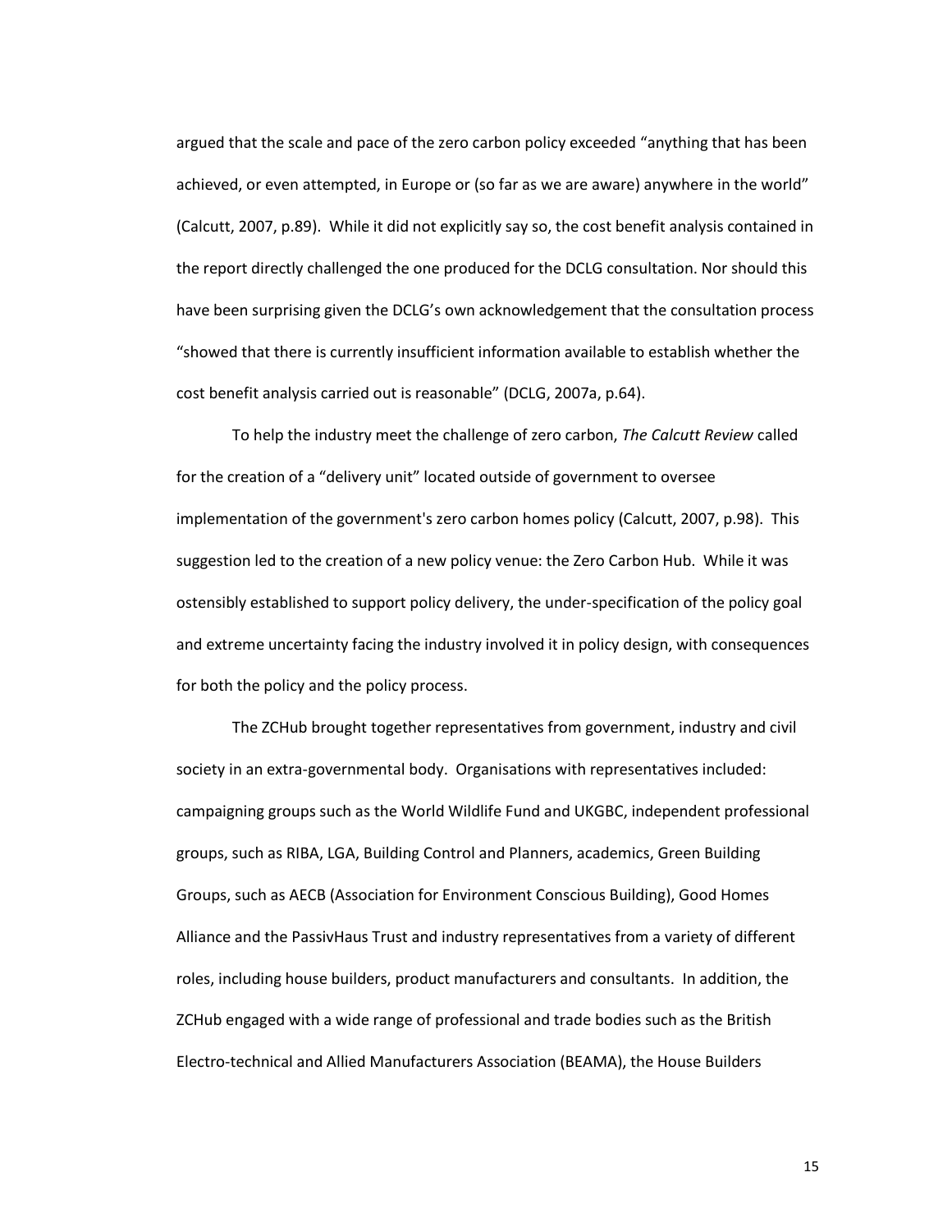argued that the scale and pace of the zero carbon policy exceeded "anything that has been achieved, or even attempted, in Europe or (so far as we are aware) anywhere in the world" (Calcutt, 2007, p.89). While it did not explicitly say so, the cost benefit analysis contained in the report directly challenged the one produced for the DCLG consultation. Nor should this have been surprising given the DCLG's own acknowledgement that the consultation process "showed that there is currently insufficient information available to establish whether the cost benefit analysis carried out is reasonable" (DCLG, 2007a, p.64).

To help the industry meet the challenge of zero carbon, *The Calcutt Review* called for the creation of a "delivery unit" located outside of government to oversee implementation of the government's zero carbon homes policy (Calcutt, 2007, p.98). This suggestion led to the creation of a new policy venue: the Zero Carbon Hub. While it was ostensibly established to support policy delivery, the under-specification of the policy goal and extreme uncertainty facing the industry involved it in policy design, with consequences for both the policy and the policy process.

The ZCHub brought together representatives from government, industry and civil society in an extra-governmental body. Organisations with representatives included: campaigning groups such as the World Wildlife Fund and UKGBC, independent professional groups, such as RIBA, LGA, Building Control and Planners, academics, Green Building Groups, such as AECB (Association for Environment Conscious Building), Good Homes Alliance and the PassivHaus Trust and industry representatives from a variety of different roles, including house builders, product manufacturers and consultants. In addition, the ZCHub engaged with a wide range of professional and trade bodies such as the British Electro-technical and Allied Manufacturers Association (BEAMA), the House Builders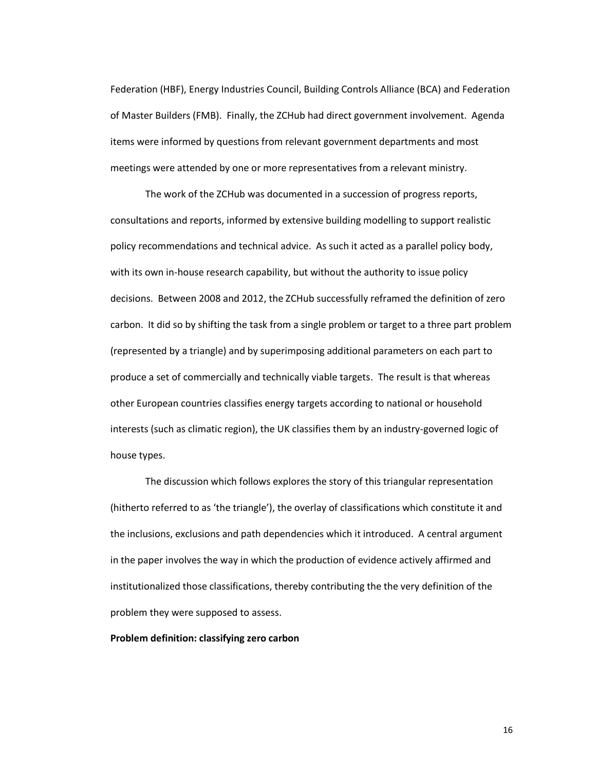Federation (HBF), Energy Industries Council, Building Controls Alliance (BCA) and Federation of Master Builders (FMB). Finally, the ZCHub had direct government involvement. Agenda items were informed by questions from relevant government departments and most meetings were attended by one or more representatives from a relevant ministry.

The work of the ZCHub was documented in a succession of progress reports, consultations and reports, informed by extensive building modelling to support realistic policy recommendations and technical advice. As such it acted as a parallel policy body, with its own in-house research capability, but without the authority to issue policy decisions. Between 2008 and 2012, the ZCHub successfully reframed the definition of zero carbon. It did so by shifting the task from a single problem or target to a three part problem (represented by a triangle) and by superimposing additional parameters on each part to produce a set of commercially and technically viable targets. The result is that whereas other European countries classifies energy targets according to national or household interests (such as climatic region), the UK classifies them by an industry-governed logic of house types.

The discussion which follows explores the story of this triangular representation (hitherto referred to as 'the triangle'), the overlay of classifications which constitute it and the inclusions, exclusions and path dependencies which it introduced. A central argument in the paper involves the way in which the production of evidence actively affirmed and institutionalized those classifications, thereby contributing the the very definition of the problem they were supposed to assess.

**Problem definition: classifying zero carbon**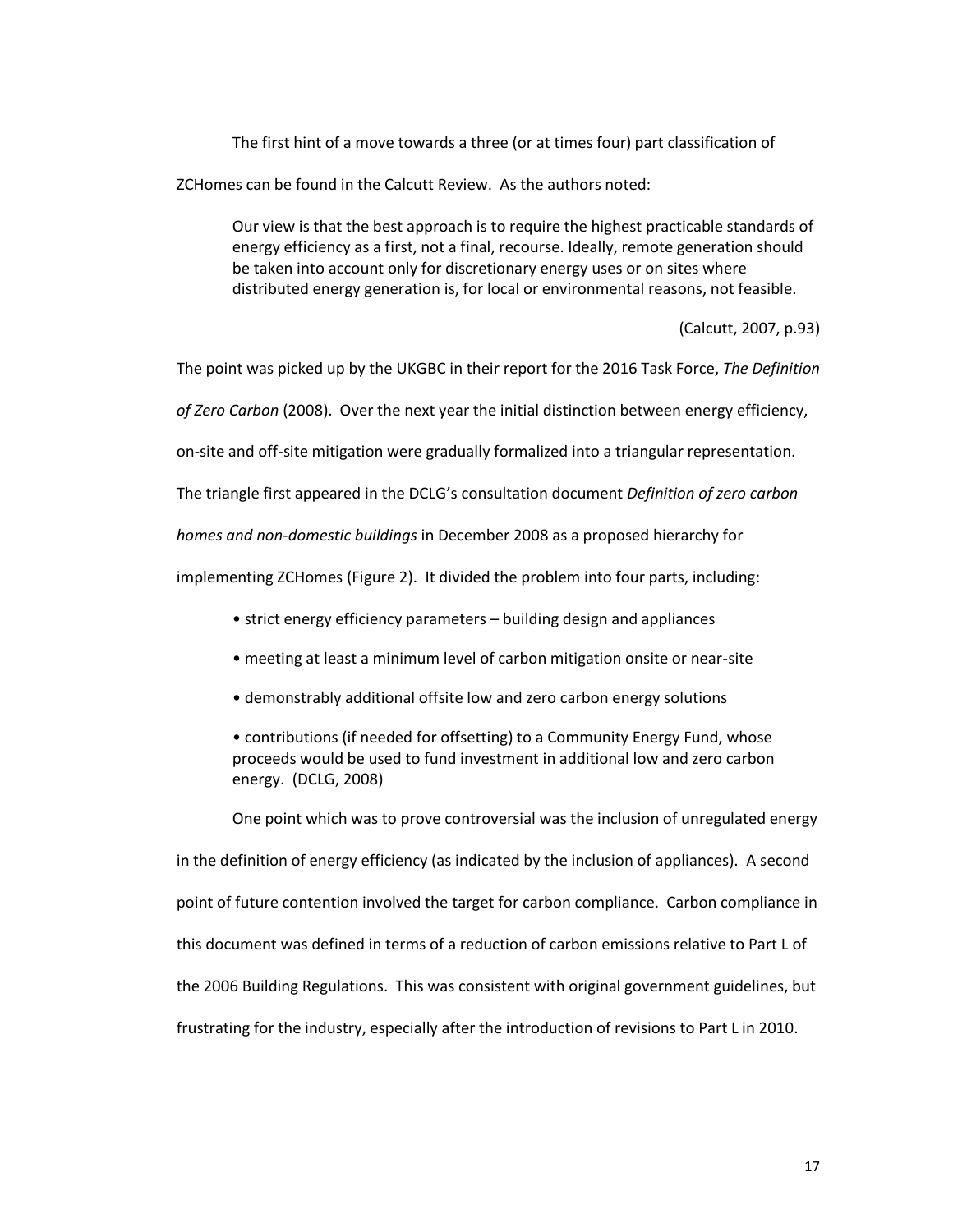The first hint of a move towards a three (or at times four) part classification of ZCHomes can be found in the Calcutt Review. As the authors noted:

> Our view is that the best approach is to require the highest practicable standards of energy efficiency as a first, not a final, recourse. Ideally, remote generation should be taken into account only for discretionary energy uses or on sites where distributed energy generation is, for local or environmental reasons, not feasible.
>
> (Calcutt, 2007, p.93)

The point was picked up by the UKGBC in their report for the 2016 Task Force, *The Definition of Zero Carbon* (2008). Over the next year the initial distinction between energy efficiency, on-site and off-site mitigation were gradually formalized into a triangular representation. The triangle first appeared in the DCLG's consultation document *Definition of zero carbon homes and non-domestic buildings* in December 2008 as a proposed hierarchy for implementing ZCHomes (Figure 2). It divided the problem into four parts, including:

- strict energy efficiency parameters – building design and appliances
- meeting at least a minimum level of carbon mitigation onsite or near-site
- demonstrably additional offsite low and zero carbon energy solutions
- contributions (if needed for offsetting) to a Community Energy Fund, whose proceeds would be used to fund investment in additional low and zero carbon energy. (DCLG, 2008)

One point which was to prove controversial was the inclusion of unregulated energy in the definition of energy efficiency (as indicated by the inclusion of appliances). A second point of future contention involved the target for carbon compliance. Carbon compliance in this document was defined in terms of a reduction of carbon emissions relative to Part L of the 2006 Building Regulations. This was consistent with original government guidelines, but frustrating for the industry, especially after the introduction of revisions to Part L in 2010.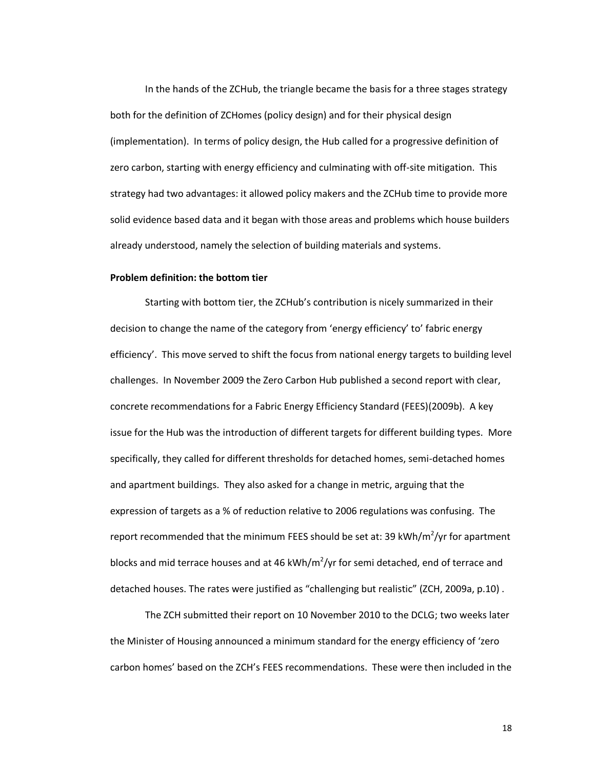In the hands of the ZCHub, the triangle became the basis for a three stages strategy both for the definition of ZCHomes (policy design) and for their physical design (implementation). In terms of policy design, the Hub called for a progressive definition of zero carbon, starting with energy efficiency and culminating with off-site mitigation. This strategy had two advantages: it allowed policy makers and the ZCHub time to provide more solid evidence based data and it began with those areas and problems which house builders already understood, namely the selection of building materials and systems.

**Problem definition: the bottom tier**

Starting with bottom tier, the ZCHub's contribution is nicely summarized in their decision to change the name of the category from 'energy efficiency' to' fabric energy efficiency'. This move served to shift the focus from national energy targets to building level challenges. In November 2009 the Zero Carbon Hub published a second report with clear, concrete recommendations for a Fabric Energy Efficiency Standard (FEES)(2009b). A key issue for the Hub was the introduction of different targets for different building types. More specifically, they called for different thresholds for detached homes, semi-detached homes and apartment buildings. They also asked for a change in metric, arguing that the expression of targets as a % of reduction relative to 2006 regulations was confusing. The report recommended that the minimum FEES should be set at: 39 kWh/m$^2$/yr for apartment blocks and mid terrace houses and at 46 kWh/m$^2$/yr for semi detached, end of terrace and detached houses. The rates were justified as "challenging but realistic" (ZCH, 2009a, p.10) .

The ZCH submitted their report on 10 November 2010 to the DCLG; two weeks later the Minister of Housing announced a minimum standard for the energy efficiency of 'zero carbon homes' based on the ZCH's FEES recommendations. These were then included in the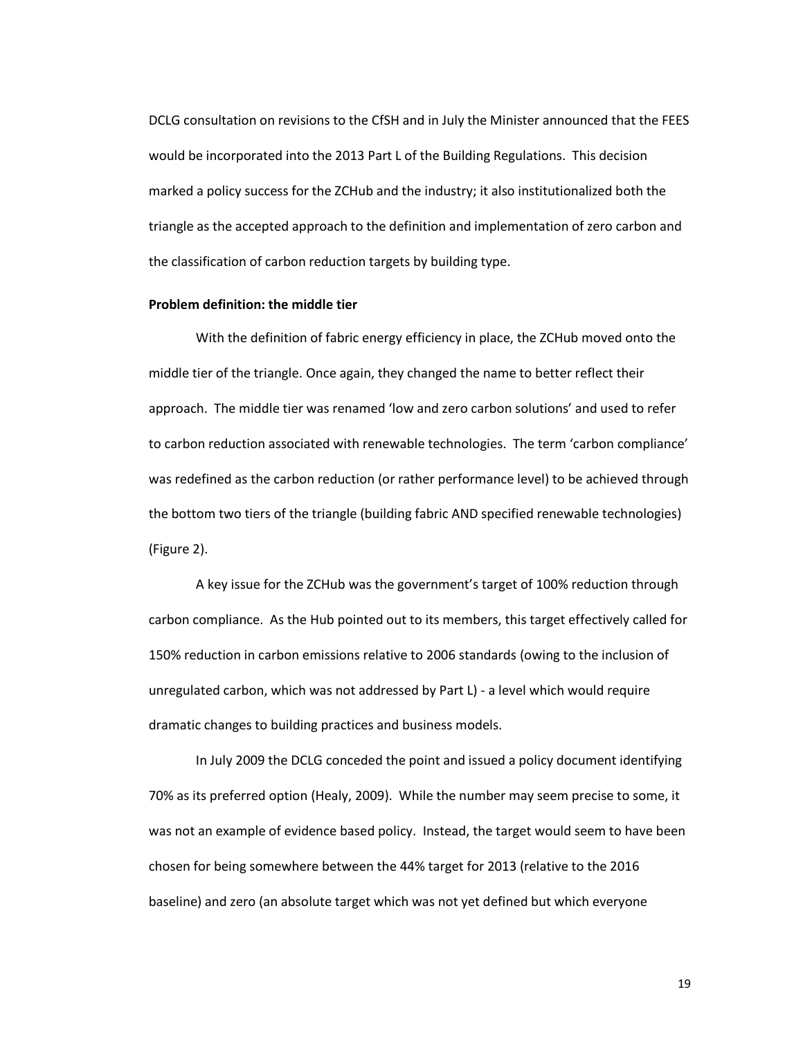DCLG consultation on revisions to the CfSH and in July the Minister announced that the FEES would be incorporated into the 2013 Part L of the Building Regulations. This decision marked a policy success for the ZCHub and the industry; it also institutionalized both the triangle as the accepted approach to the definition and implementation of zero carbon and the classification of carbon reduction targets by building type.

**Problem definition: the middle tier**

With the definition of fabric energy efficiency in place, the ZCHub moved onto the middle tier of the triangle. Once again, they changed the name to better reflect their approach. The middle tier was renamed 'low and zero carbon solutions' and used to refer to carbon reduction associated with renewable technologies. The term 'carbon compliance' was redefined as the carbon reduction (or rather performance level) to be achieved through the bottom two tiers of the triangle (building fabric AND specified renewable technologies) (Figure 2).

A key issue for the ZCHub was the government's target of 100% reduction through carbon compliance. As the Hub pointed out to its members, this target effectively called for 150% reduction in carbon emissions relative to 2006 standards (owing to the inclusion of unregulated carbon, which was not addressed by Part L) - a level which would require dramatic changes to building practices and business models.

In July 2009 the DCLG conceded the point and issued a policy document identifying 70% as its preferred option (Healy, 2009). While the number may seem precise to some, it was not an example of evidence based policy. Instead, the target would seem to have been chosen for being somewhere between the 44% target for 2013 (relative to the 2016 baseline) and zero (an absolute target which was not yet defined but which everyone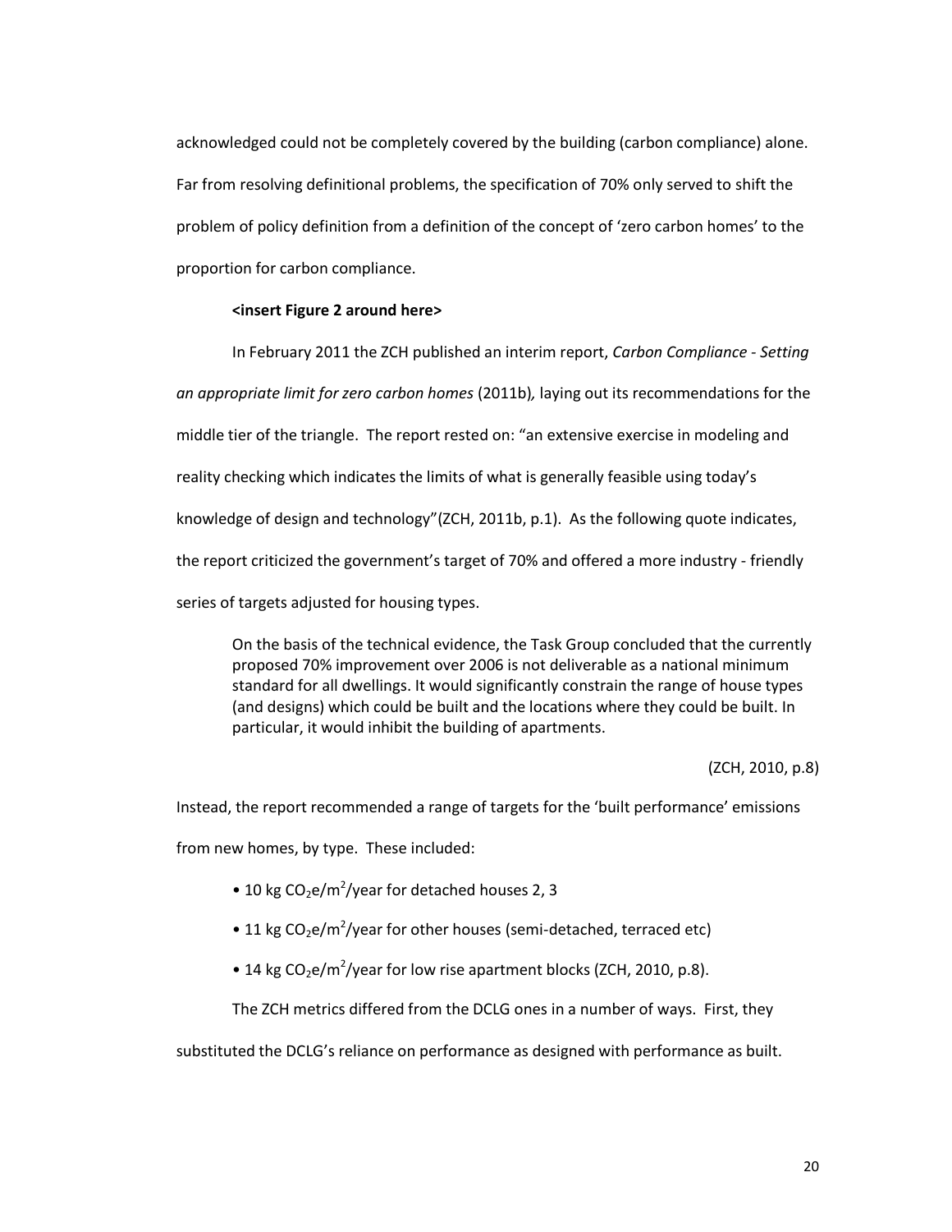acknowledged could not be completely covered by the building (carbon compliance) alone. Far from resolving definitional problems, the specification of 70% only served to shift the problem of policy definition from a definition of the concept of 'zero carbon homes' to the proportion for carbon compliance.

**<insert Figure 2 around here>**

In February 2011 the ZCH published an interim report, *Carbon Compliance - Setting an appropriate limit for zero carbon homes* (2011b)*,* laying out its recommendations for the middle tier of the triangle. The report rested on: "an extensive exercise in modeling and reality checking which indicates the limits of what is generally feasible using today's knowledge of design and technology"(ZCH, 2011b, p.1). As the following quote indicates, the report criticized the government's target of 70% and offered a more industry - friendly series of targets adjusted for housing types.

> On the basis of the technical evidence, the Task Group concluded that the currently proposed 70% improvement over 2006 is not deliverable as a national minimum standard for all dwellings. It would significantly constrain the range of house types (and designs) which could be built and the locations where they could be built. In particular, it would inhibit the building of apartments.
>
> (ZCH, 2010, p.8)

Instead, the report recommended a range of targets for the 'built performance' emissions from new homes, by type. These included:

- 10 kg $CO_2e/m^2$/year for detached houses 2, 3
- 11 kg $CO_2e/m^2$/year for other houses (semi-detached, terraced etc)
- 14 kg $CO_2e/m^2$/year for low rise apartment blocks (ZCH, 2010, p.8).

The ZCH metrics differed from the DCLG ones in a number of ways. First, they substituted the DCLG's reliance on performance as designed with performance as built.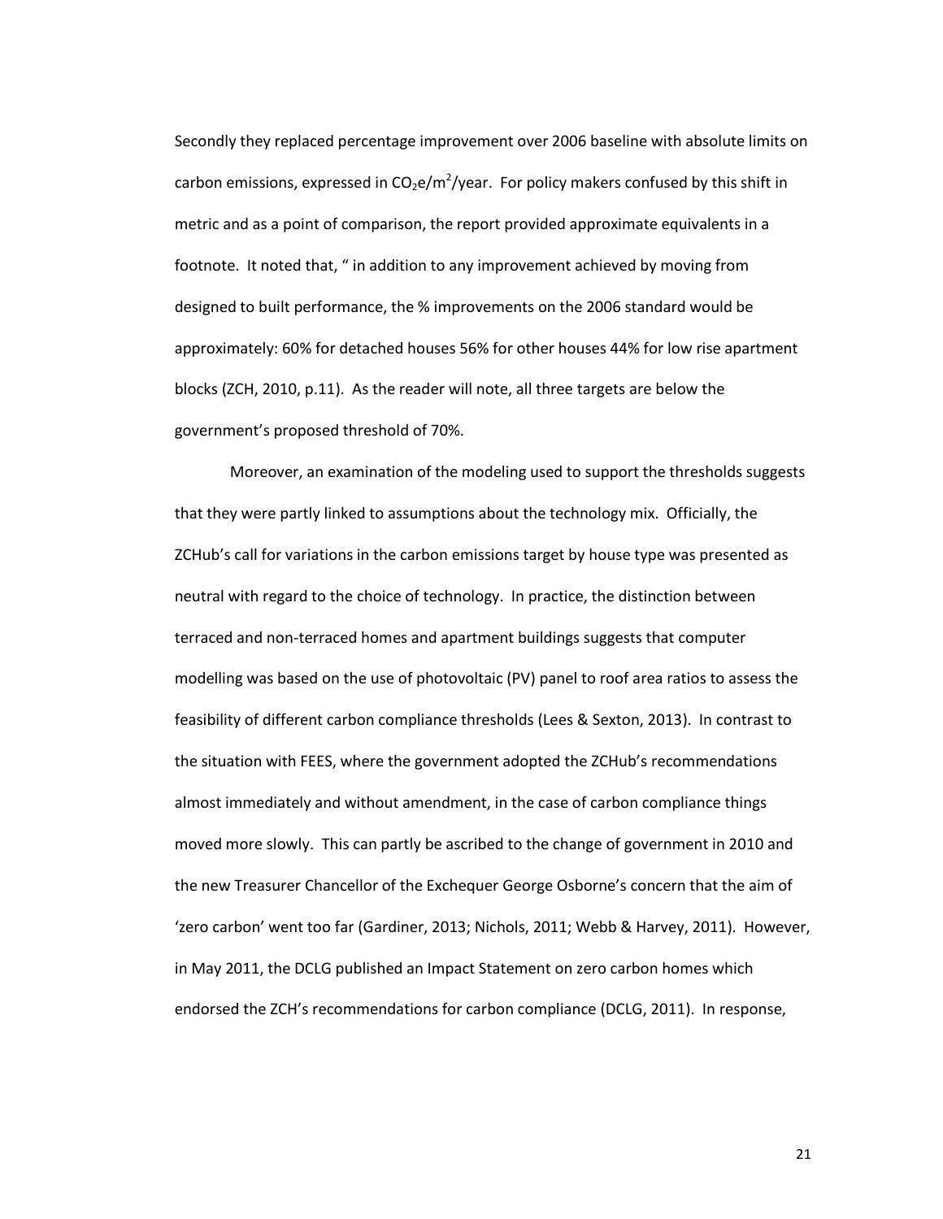Secondly they replaced percentage improvement over 2006 baseline with absolute limits on carbon emissions, expressed in $CO_2e/m^2$/year. For policy makers confused by this shift in metric and as a point of comparison, the report provided approximate equivalents in a footnote. It noted that, " in addition to any improvement achieved by moving from designed to built performance, the % improvements on the 2006 standard would be approximately: 60% for detached houses 56% for other houses 44% for low rise apartment blocks (ZCH, 2010, p.11). As the reader will note, all three targets are below the government's proposed threshold of 70%.

Moreover, an examination of the modeling used to support the thresholds suggests that they were partly linked to assumptions about the technology mix. Officially, the ZCHub's call for variations in the carbon emissions target by house type was presented as neutral with regard to the choice of technology. In practice, the distinction between terraced and non-terraced homes and apartment buildings suggests that computer modelling was based on the use of photovoltaic (PV) panel to roof area ratios to assess the feasibility of different carbon compliance thresholds (Lees & Sexton, 2013). In contrast to the situation with FEES, where the government adopted the ZCHub's recommendations almost immediately and without amendment, in the case of carbon compliance things moved more slowly. This can partly be ascribed to the change of government in 2010 and the new Treasurer Chancellor of the Exchequer George Osborne's concern that the aim of 'zero carbon' went too far (Gardiner, 2013; Nichols, 2011; Webb & Harvey, 2011). However, in May 2011, the DCLG published an Impact Statement on zero carbon homes which endorsed the ZCH's recommendations for carbon compliance (DCLG, 2011). In response,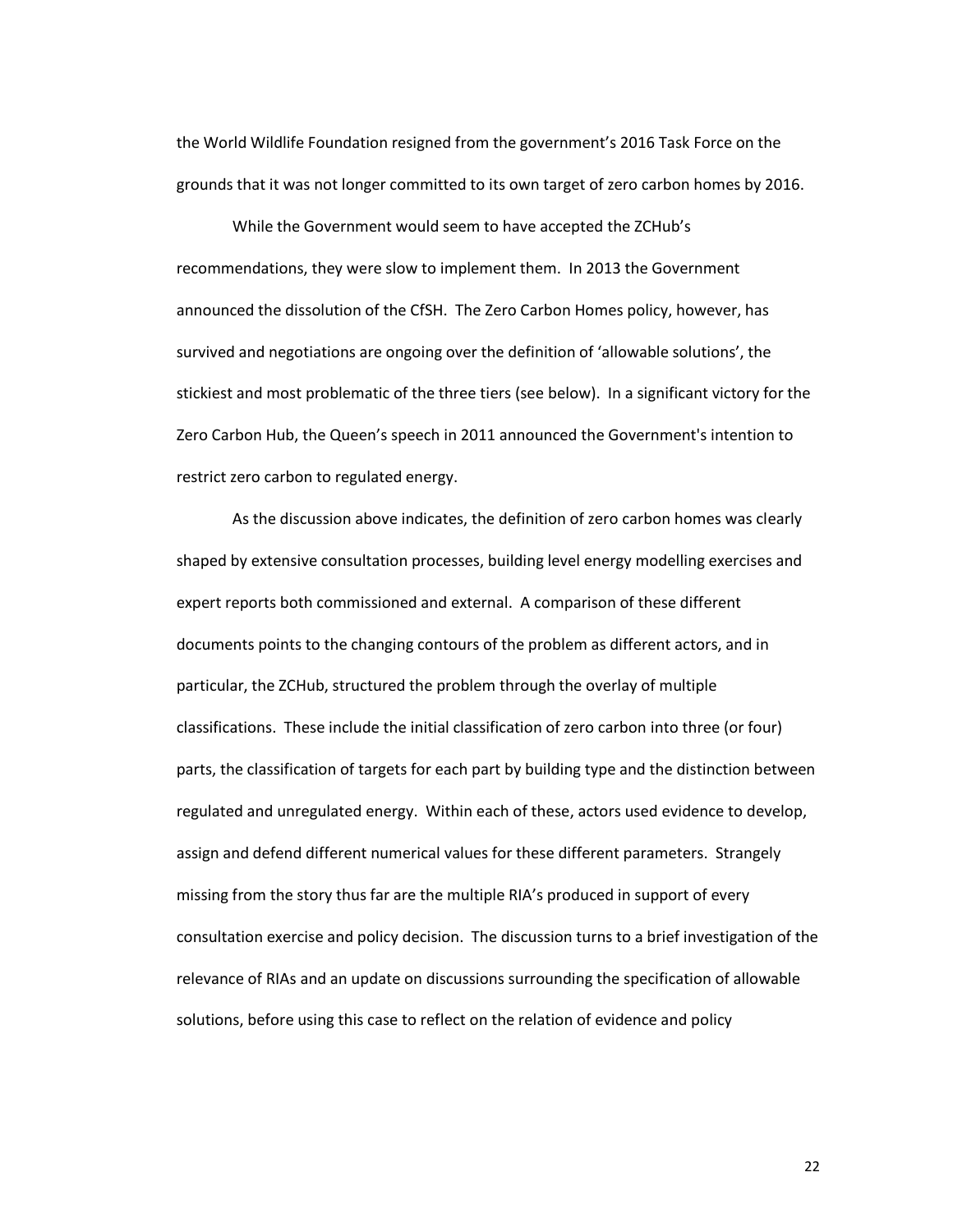the World Wildlife Foundation resigned from the government's 2016 Task Force on the grounds that it was not longer committed to its own target of zero carbon homes by 2016.

While the Government would seem to have accepted the ZCHub's recommendations, they were slow to implement them. In 2013 the Government announced the dissolution of the CfSH. The Zero Carbon Homes policy, however, has survived and negotiations are ongoing over the definition of 'allowable solutions', the stickiest and most problematic of the three tiers (see below). In a significant victory for the Zero Carbon Hub, the Queen's speech in 2011 announced the Government's intention to restrict zero carbon to regulated energy.

As the discussion above indicates, the definition of zero carbon homes was clearly shaped by extensive consultation processes, building level energy modelling exercises and expert reports both commissioned and external. A comparison of these different documents points to the changing contours of the problem as different actors, and in particular, the ZCHub, structured the problem through the overlay of multiple classifications. These include the initial classification of zero carbon into three (or four) parts, the classification of targets for each part by building type and the distinction between regulated and unregulated energy. Within each of these, actors used evidence to develop, assign and defend different numerical values for these different parameters. Strangely missing from the story thus far are the multiple RIA's produced in support of every consultation exercise and policy decision. The discussion turns to a brief investigation of the relevance of RIAs and an update on discussions surrounding the specification of allowable solutions, before using this case to reflect on the relation of evidence and policy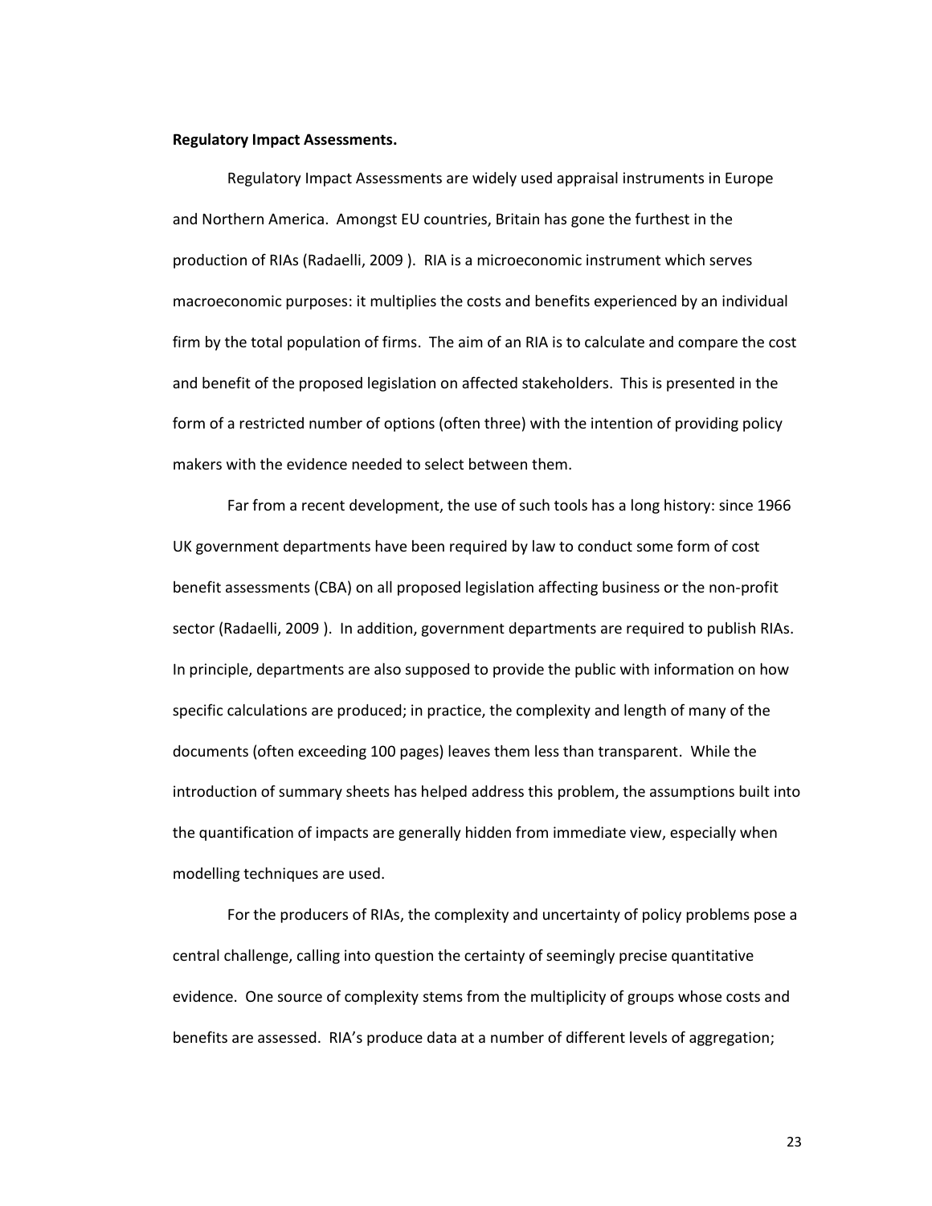**Regulatory Impact Assessments.**

Regulatory Impact Assessments are widely used appraisal instruments in Europe and Northern America. Amongst EU countries, Britain has gone the furthest in the production of RIAs (Radaelli, 2009 ). RIA is a microeconomic instrument which serves macroeconomic purposes: it multiplies the costs and benefits experienced by an individual firm by the total population of firms. The aim of an RIA is to calculate and compare the cost and benefit of the proposed legislation on affected stakeholders. This is presented in the form of a restricted number of options (often three) with the intention of providing policy makers with the evidence needed to select between them.

Far from a recent development, the use of such tools has a long history: since 1966 UK government departments have been required by law to conduct some form of cost benefit assessments (CBA) on all proposed legislation affecting business or the non-profit sector (Radaelli, 2009 ). In addition, government departments are required to publish RIAs. In principle, departments are also supposed to provide the public with information on how specific calculations are produced; in practice, the complexity and length of many of the documents (often exceeding 100 pages) leaves them less than transparent. While the introduction of summary sheets has helped address this problem, the assumptions built into the quantification of impacts are generally hidden from immediate view, especially when modelling techniques are used.

For the producers of RIAs, the complexity and uncertainty of policy problems pose a central challenge, calling into question the certainty of seemingly precise quantitative evidence. One source of complexity stems from the multiplicity of groups whose costs and benefits are assessed. RIA's produce data at a number of different levels of aggregation;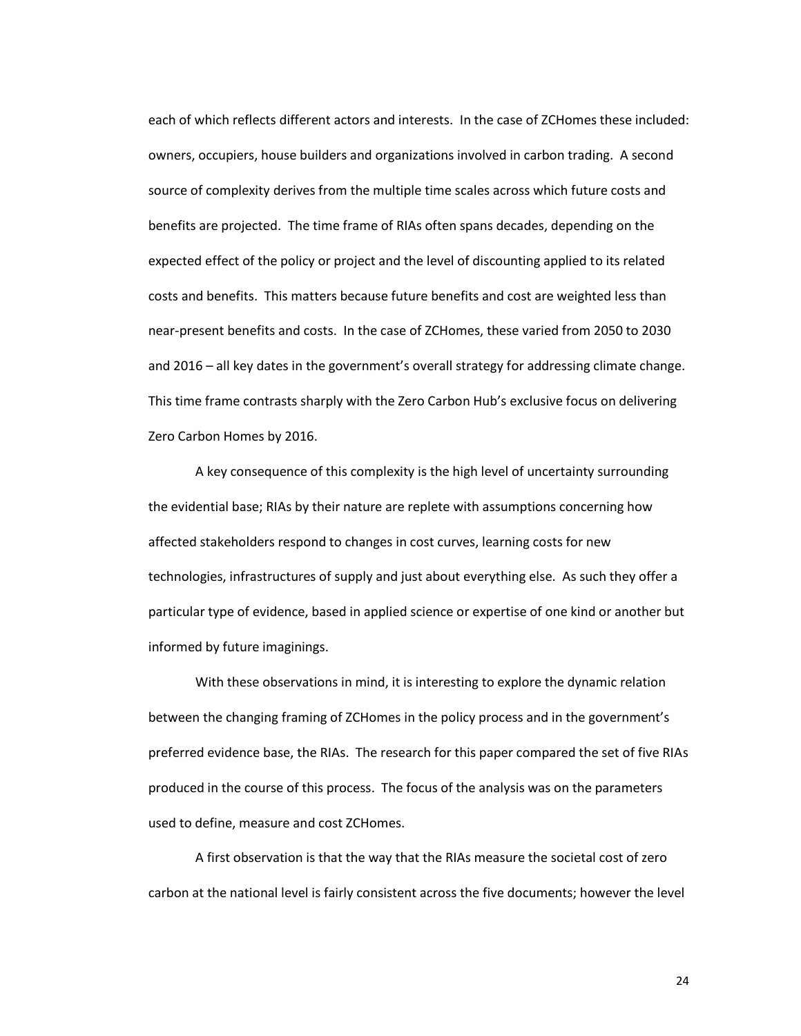each of which reflects different actors and interests. In the case of ZCHomes these included: owners, occupiers, house builders and organizations involved in carbon trading. A second source of complexity derives from the multiple time scales across which future costs and benefits are projected. The time frame of RIAs often spans decades, depending on the expected effect of the policy or project and the level of discounting applied to its related costs and benefits. This matters because future benefits and cost are weighted less than near-present benefits and costs. In the case of ZCHomes, these varied from 2050 to 2030 and 2016 – all key dates in the government's overall strategy for addressing climate change. This time frame contrasts sharply with the Zero Carbon Hub's exclusive focus on delivering Zero Carbon Homes by 2016.

A key consequence of this complexity is the high level of uncertainty surrounding the evidential base; RIAs by their nature are replete with assumptions concerning how affected stakeholders respond to changes in cost curves, learning costs for new technologies, infrastructures of supply and just about everything else. As such they offer a particular type of evidence, based in applied science or expertise of one kind or another but informed by future imaginings.

With these observations in mind, it is interesting to explore the dynamic relation between the changing framing of ZCHomes in the policy process and in the government's preferred evidence base, the RIAs. The research for this paper compared the set of five RIAs produced in the course of this process. The focus of the analysis was on the parameters used to define, measure and cost ZCHomes.

A first observation is that the way that the RIAs measure the societal cost of zero carbon at the national level is fairly consistent across the five documents; however the level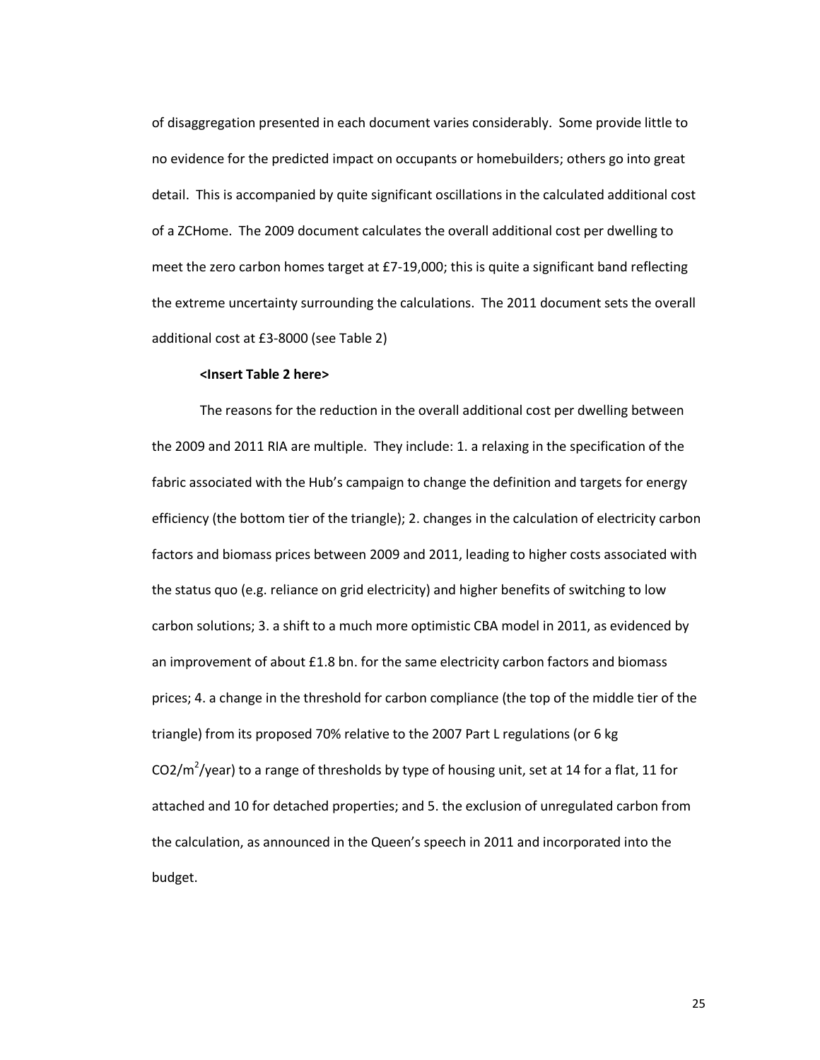of disaggregation presented in each document varies considerably. Some provide little to no evidence for the predicted impact on occupants or homebuilders; others go into great detail. This is accompanied by quite significant oscillations in the calculated additional cost of a ZCHome. The 2009 document calculates the overall additional cost per dwelling to meet the zero carbon homes target at £7-19,000; this is quite a significant band reflecting the extreme uncertainty surrounding the calculations. The 2011 document sets the overall additional cost at £3-8000 (see Table 2)

**<Insert Table 2 here>**

The reasons for the reduction in the overall additional cost per dwelling between the 2009 and 2011 RIA are multiple. They include: 1. a relaxing in the specification of the fabric associated with the Hub's campaign to change the definition and targets for energy efficiency (the bottom tier of the triangle); 2. changes in the calculation of electricity carbon factors and biomass prices between 2009 and 2011, leading to higher costs associated with the status quo (e.g. reliance on grid electricity) and higher benefits of switching to low carbon solutions; 3. a shift to a much more optimistic CBA model in 2011, as evidenced by an improvement of about £1.8 bn. for the same electricity carbon factors and biomass prices; 4. a change in the threshold for carbon compliance (the top of the middle tier of the triangle) from its proposed 70% relative to the 2007 Part L regulations (or 6 kg $CO2/m^2$/year) to a range of thresholds by type of housing unit, set at 14 for a flat, 11 for attached and 10 for detached properties; and 5. the exclusion of unregulated carbon from the calculation, as announced in the Queen's speech in 2011 and incorporated into the budget.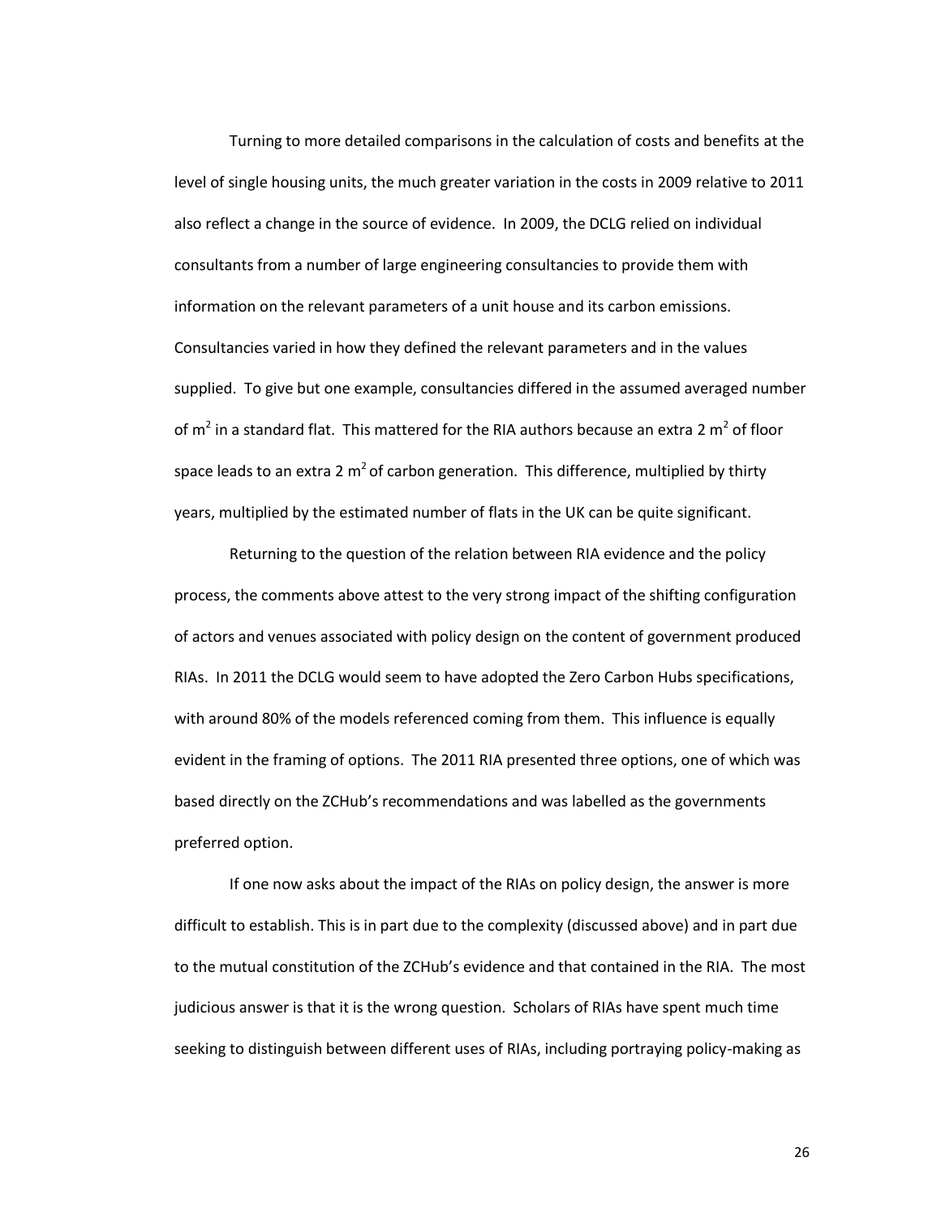Turning to more detailed comparisons in the calculation of costs and benefits at the level of single housing units, the much greater variation in the costs in 2009 relative to 2011 also reflect a change in the source of evidence. In 2009, the DCLG relied on individual consultants from a number of large engineering consultancies to provide them with information on the relevant parameters of a unit house and its carbon emissions. Consultancies varied in how they defined the relevant parameters and in the values supplied. To give but one example, consultancies differed in the assumed averaged number of $m^2$ in a standard flat. This mattered for the RIA authors because an extra 2 $m^2$ of floor space leads to an extra 2 $m^2$ of carbon generation. This difference, multiplied by thirty years, multiplied by the estimated number of flats in the UK can be quite significant.

Returning to the question of the relation between RIA evidence and the policy process, the comments above attest to the very strong impact of the shifting configuration of actors and venues associated with policy design on the content of government produced RIAs. In 2011 the DCLG would seem to have adopted the Zero Carbon Hubs specifications, with around 80% of the models referenced coming from them. This influence is equally evident in the framing of options. The 2011 RIA presented three options, one of which was based directly on the ZCHub's recommendations and was labelled as the governments preferred option.

If one now asks about the impact of the RIAs on policy design, the answer is more difficult to establish. This is in part due to the complexity (discussed above) and in part due to the mutual constitution of the ZCHub's evidence and that contained in the RIA. The most judicious answer is that it is the wrong question. Scholars of RIAs have spent much time seeking to distinguish between different uses of RIAs, including portraying policy-making as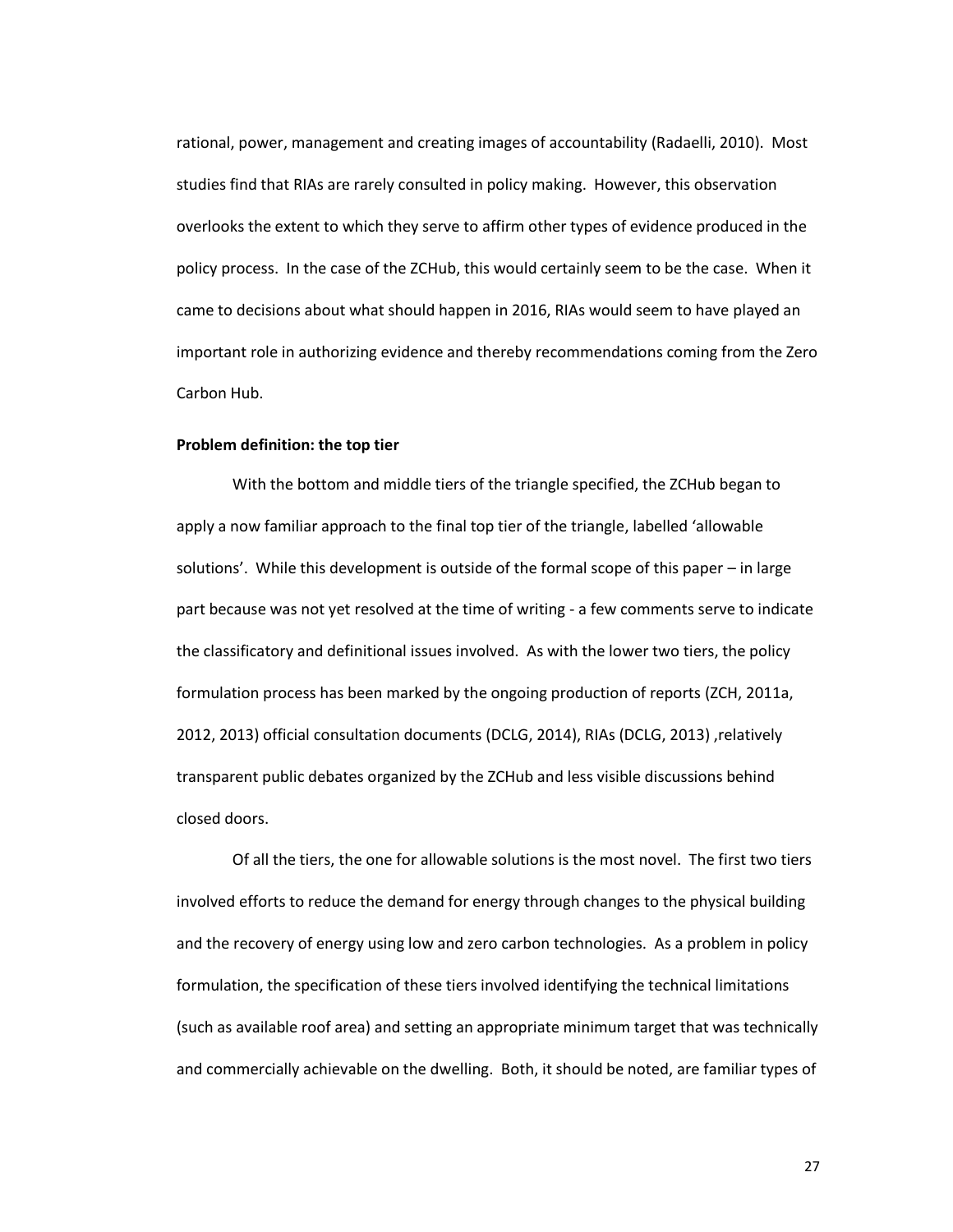rational, power, management and creating images of accountability (Radaelli, 2010). Most studies find that RIAs are rarely consulted in policy making. However, this observation overlooks the extent to which they serve to affirm other types of evidence produced in the policy process. In the case of the ZCHub, this would certainly seem to be the case. When it came to decisions about what should happen in 2016, RIAs would seem to have played an important role in authorizing evidence and thereby recommendations coming from the Zero Carbon Hub.

**Problem definition: the top tier**

With the bottom and middle tiers of the triangle specified, the ZCHub began to apply a now familiar approach to the final top tier of the triangle, labelled 'allowable solutions'. While this development is outside of the formal scope of this paper – in large part because was not yet resolved at the time of writing - a few comments serve to indicate the classificatory and definitional issues involved. As with the lower two tiers, the policy formulation process has been marked by the ongoing production of reports (ZCH, 2011a, 2012, 2013) official consultation documents (DCLG, 2014), RIAs (DCLG, 2013) ,relatively transparent public debates organized by the ZCHub and less visible discussions behind closed doors.

Of all the tiers, the one for allowable solutions is the most novel. The first two tiers involved efforts to reduce the demand for energy through changes to the physical building and the recovery of energy using low and zero carbon technologies. As a problem in policy formulation, the specification of these tiers involved identifying the technical limitations (such as available roof area) and setting an appropriate minimum target that was technically and commercially achievable on the dwelling. Both, it should be noted, are familiar types of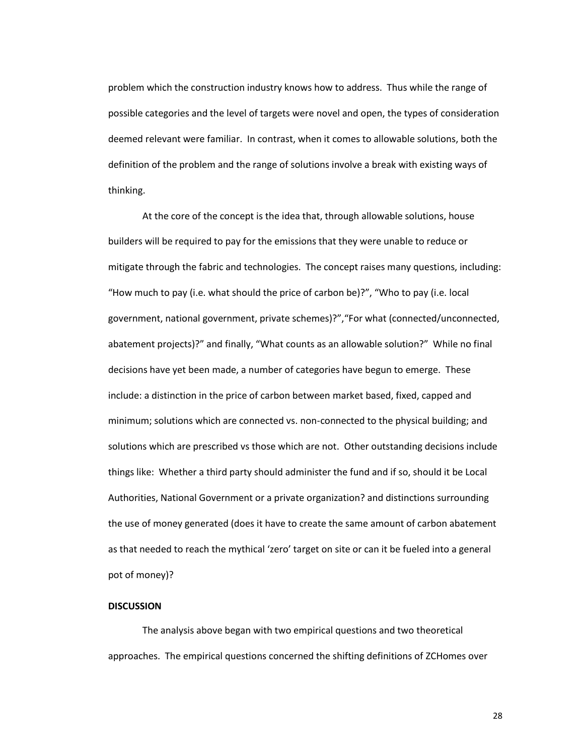problem which the construction industry knows how to address. Thus while the range of possible categories and the level of targets were novel and open, the types of consideration deemed relevant were familiar. In contrast, when it comes to allowable solutions, both the definition of the problem and the range of solutions involve a break with existing ways of thinking.

At the core of the concept is the idea that, through allowable solutions, house builders will be required to pay for the emissions that they were unable to reduce or mitigate through the fabric and technologies. The concept raises many questions, including: "How much to pay (i.e. what should the price of carbon be)?", "Who to pay (i.e. local government, national government, private schemes)?","For what (connected/unconnected, abatement projects)?" and finally, "What counts as an allowable solution?" While no final decisions have yet been made, a number of categories have begun to emerge. These include: a distinction in the price of carbon between market based, fixed, capped and minimum; solutions which are connected vs. non-connected to the physical building; and solutions which are prescribed vs those which are not. Other outstanding decisions include things like: Whether a third party should administer the fund and if so, should it be Local Authorities, National Government or a private organization? and distinctions surrounding the use of money generated (does it have to create the same amount of carbon abatement as that needed to reach the mythical 'zero' target on site or can it be fueled into a general pot of money)?

**DISCUSSION**

The analysis above began with two empirical questions and two theoretical approaches. The empirical questions concerned the shifting definitions of ZCHomes over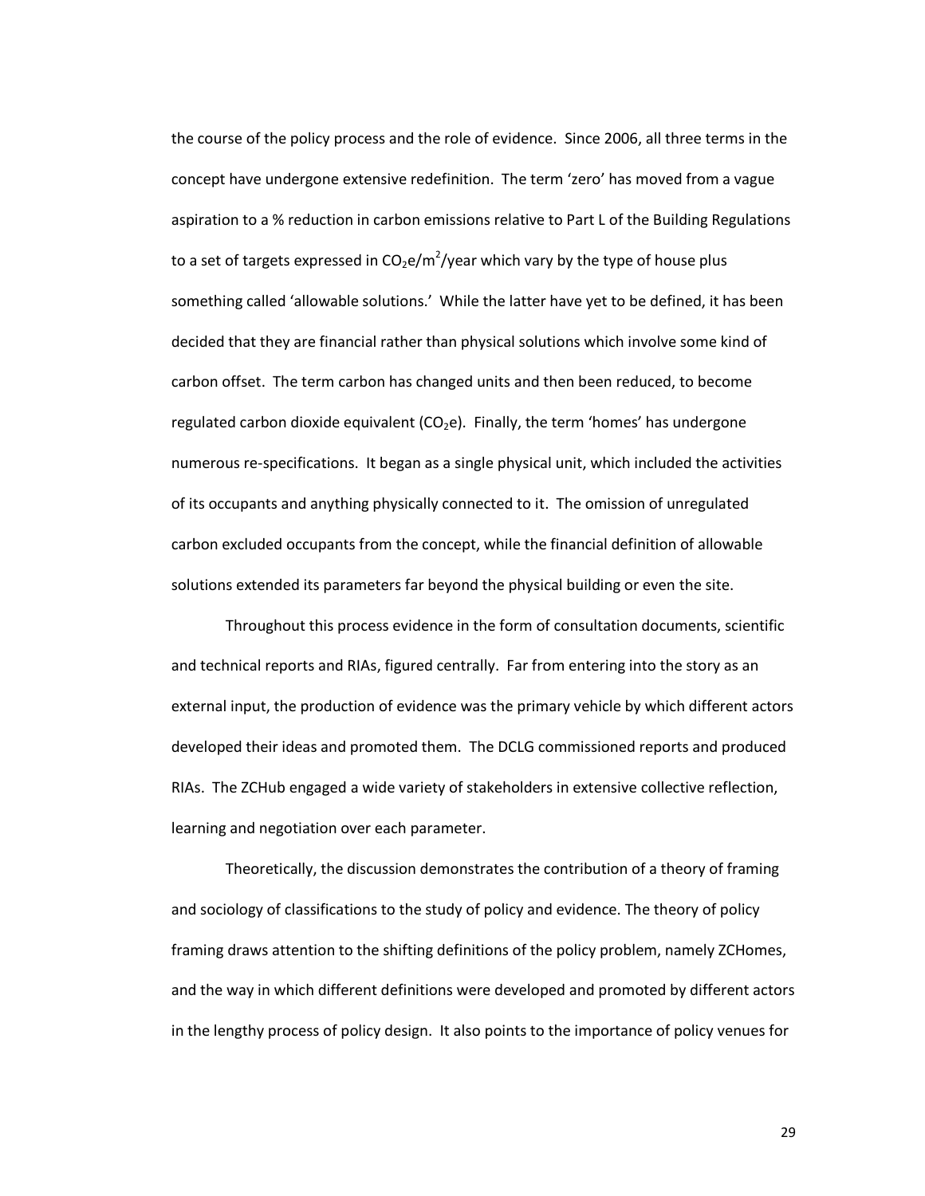the course of the policy process and the role of evidence. Since 2006, all three terms in the concept have undergone extensive redefinition. The term 'zero' has moved from a vague aspiration to a % reduction in carbon emissions relative to Part L of the Building Regulations to a set of targets expressed in $CO_2e/m^2$/year which vary by the type of house plus something called 'allowable solutions.' While the latter have yet to be defined, it has been decided that they are financial rather than physical solutions which involve some kind of carbon offset. The term carbon has changed units and then been reduced, to become regulated carbon dioxide equivalent ($CO_2e$). Finally, the term 'homes' has undergone numerous re-specifications. It began as a single physical unit, which included the activities of its occupants and anything physically connected to it. The omission of unregulated carbon excluded occupants from the concept, while the financial definition of allowable solutions extended its parameters far beyond the physical building or even the site.

Throughout this process evidence in the form of consultation documents, scientific and technical reports and RIAs, figured centrally. Far from entering into the story as an external input, the production of evidence was the primary vehicle by which different actors developed their ideas and promoted them. The DCLG commissioned reports and produced RIAs. The ZCHub engaged a wide variety of stakeholders in extensive collective reflection, learning and negotiation over each parameter.

Theoretically, the discussion demonstrates the contribution of a theory of framing and sociology of classifications to the study of policy and evidence. The theory of policy framing draws attention to the shifting definitions of the policy problem, namely ZCHomes, and the way in which different definitions were developed and promoted by different actors in the lengthy process of policy design. It also points to the importance of policy venues for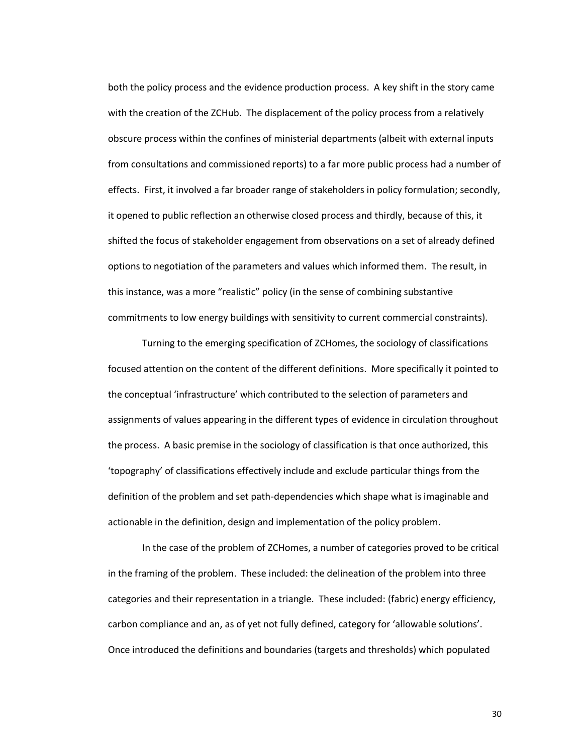both the policy process and the evidence production process. A key shift in the story came with the creation of the ZCHub. The displacement of the policy process from a relatively obscure process within the confines of ministerial departments (albeit with external inputs from consultations and commissioned reports) to a far more public process had a number of effects. First, it involved a far broader range of stakeholders in policy formulation; secondly, it opened to public reflection an otherwise closed process and thirdly, because of this, it shifted the focus of stakeholder engagement from observations on a set of already defined options to negotiation of the parameters and values which informed them. The result, in this instance, was a more "realistic" policy (in the sense of combining substantive commitments to low energy buildings with sensitivity to current commercial constraints).

Turning to the emerging specification of ZCHomes, the sociology of classifications focused attention on the content of the different definitions. More specifically it pointed to the conceptual 'infrastructure' which contributed to the selection of parameters and assignments of values appearing in the different types of evidence in circulation throughout the process. A basic premise in the sociology of classification is that once authorized, this 'topography' of classifications effectively include and exclude particular things from the definition of the problem and set path-dependencies which shape what is imaginable and actionable in the definition, design and implementation of the policy problem.

In the case of the problem of ZCHomes, a number of categories proved to be critical in the framing of the problem. These included: the delineation of the problem into three categories and their representation in a triangle. These included: (fabric) energy efficiency, carbon compliance and an, as of yet not fully defined, category for 'allowable solutions'. Once introduced the definitions and boundaries (targets and thresholds) which populated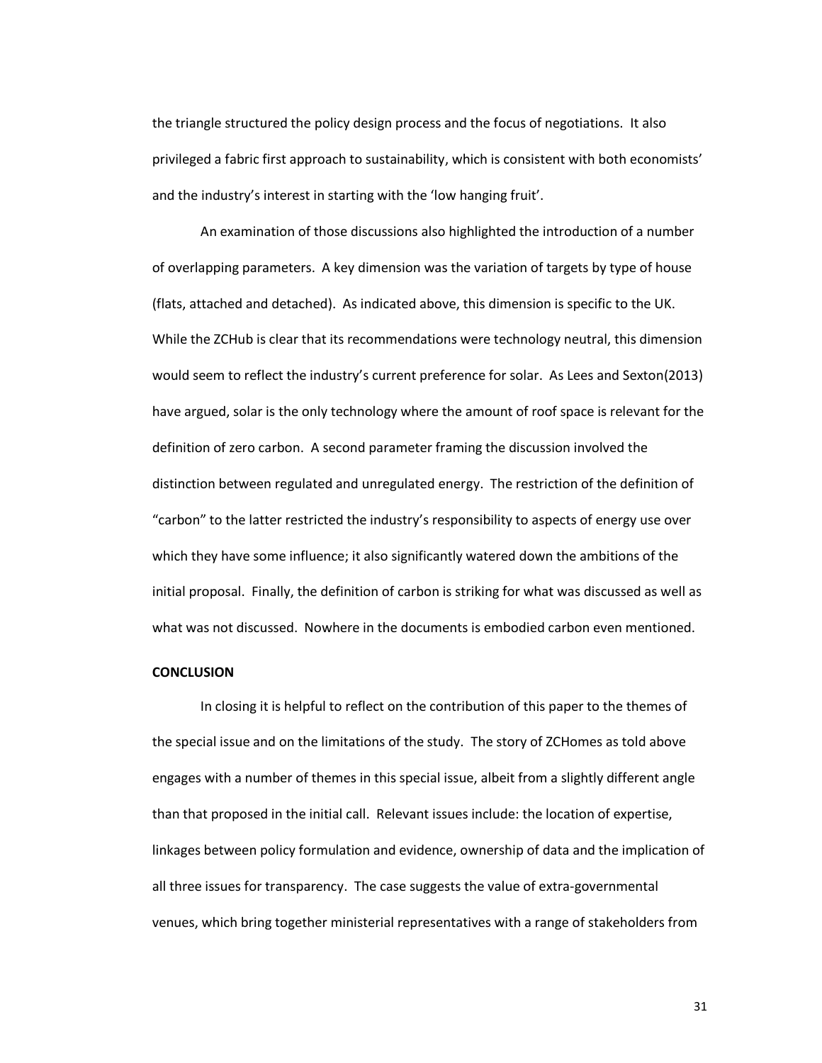the triangle structured the policy design process and the focus of negotiations. It also privileged a fabric first approach to sustainability, which is consistent with both economists' and the industry's interest in starting with the 'low hanging fruit'.

An examination of those discussions also highlighted the introduction of a number of overlapping parameters. A key dimension was the variation of targets by type of house (flats, attached and detached). As indicated above, this dimension is specific to the UK. While the ZCHub is clear that its recommendations were technology neutral, this dimension would seem to reflect the industry's current preference for solar. As Lees and Sexton(2013) have argued, solar is the only technology where the amount of roof space is relevant for the definition of zero carbon. A second parameter framing the discussion involved the distinction between regulated and unregulated energy. The restriction of the definition of "carbon" to the latter restricted the industry's responsibility to aspects of energy use over which they have some influence; it also significantly watered down the ambitions of the initial proposal. Finally, the definition of carbon is striking for what was discussed as well as what was not discussed. Nowhere in the documents is embodied carbon even mentioned.

**CONCLUSION**

In closing it is helpful to reflect on the contribution of this paper to the themes of the special issue and on the limitations of the study. The story of ZCHomes as told above engages with a number of themes in this special issue, albeit from a slightly different angle than that proposed in the initial call. Relevant issues include: the location of expertise, linkages between policy formulation and evidence, ownership of data and the implication of all three issues for transparency. The case suggests the value of extra-governmental venues, which bring together ministerial representatives with a range of stakeholders from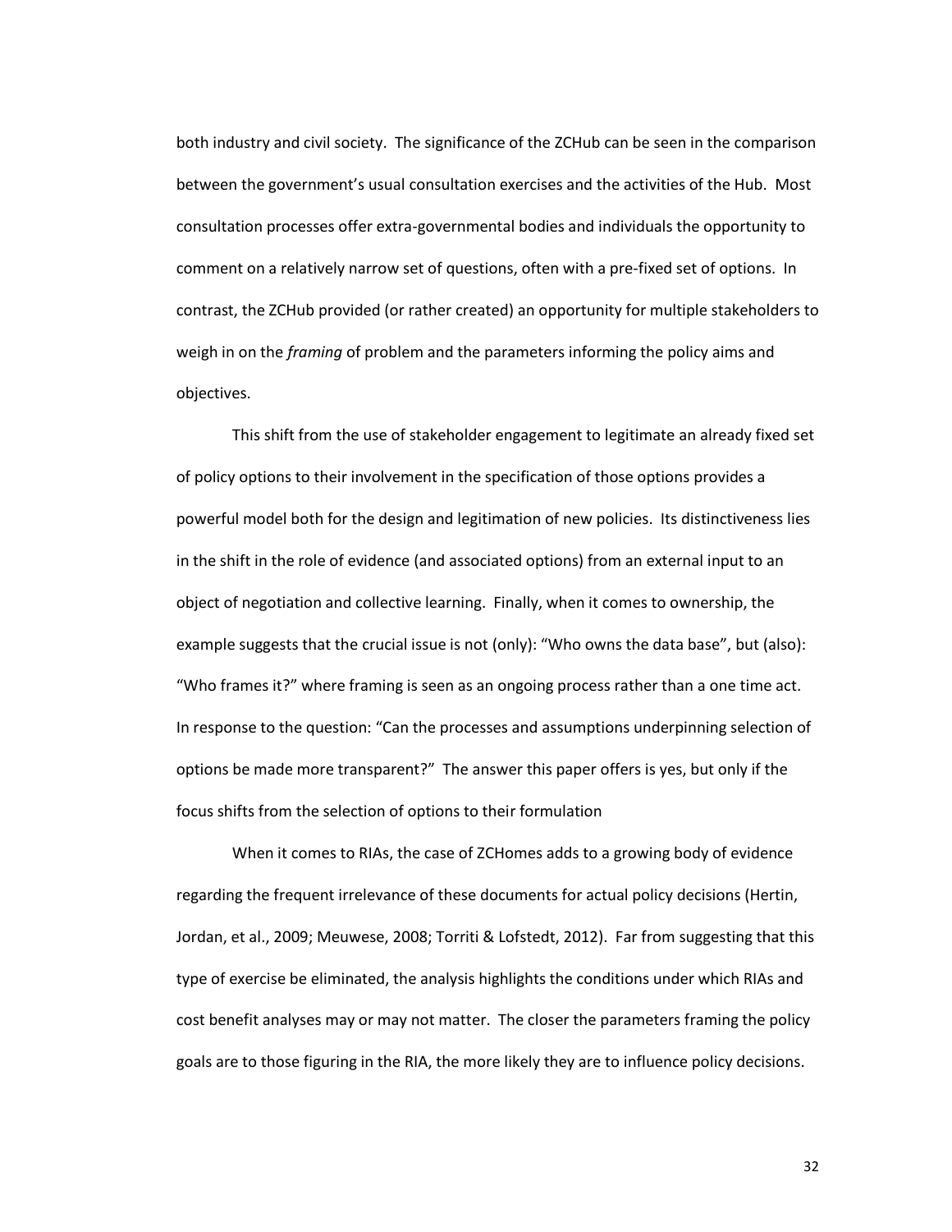both industry and civil society. The significance of the ZCHub can be seen in the comparison between the government's usual consultation exercises and the activities of the Hub. Most consultation processes offer extra-governmental bodies and individuals the opportunity to comment on a relatively narrow set of questions, often with a pre-fixed set of options. In contrast, the ZCHub provided (or rather created) an opportunity for multiple stakeholders to weigh in on the *framing* of problem and the parameters informing the policy aims and objectives.

This shift from the use of stakeholder engagement to legitimate an already fixed set of policy options to their involvement in the specification of those options provides a powerful model both for the design and legitimation of new policies. Its distinctiveness lies in the shift in the role of evidence (and associated options) from an external input to an object of negotiation and collective learning. Finally, when it comes to ownership, the example suggests that the crucial issue is not (only): "Who owns the data base", but (also): "Who frames it?" where framing is seen as an ongoing process rather than a one time act. In response to the question: "Can the processes and assumptions underpinning selection of options be made more transparent?" The answer this paper offers is yes, but only if the focus shifts from the selection of options to their formulation

When it comes to RIAs, the case of ZCHomes adds to a growing body of evidence regarding the frequent irrelevance of these documents for actual policy decisions (Hertin, Jordan, et al., 2009; Meuwese, 2008; Torriti & Lofstedt, 2012). Far from suggesting that this type of exercise be eliminated, the analysis highlights the conditions under which RIAs and cost benefit analyses may or may not matter. The closer the parameters framing the policy goals are to those figuring in the RIA, the more likely they are to influence policy decisions.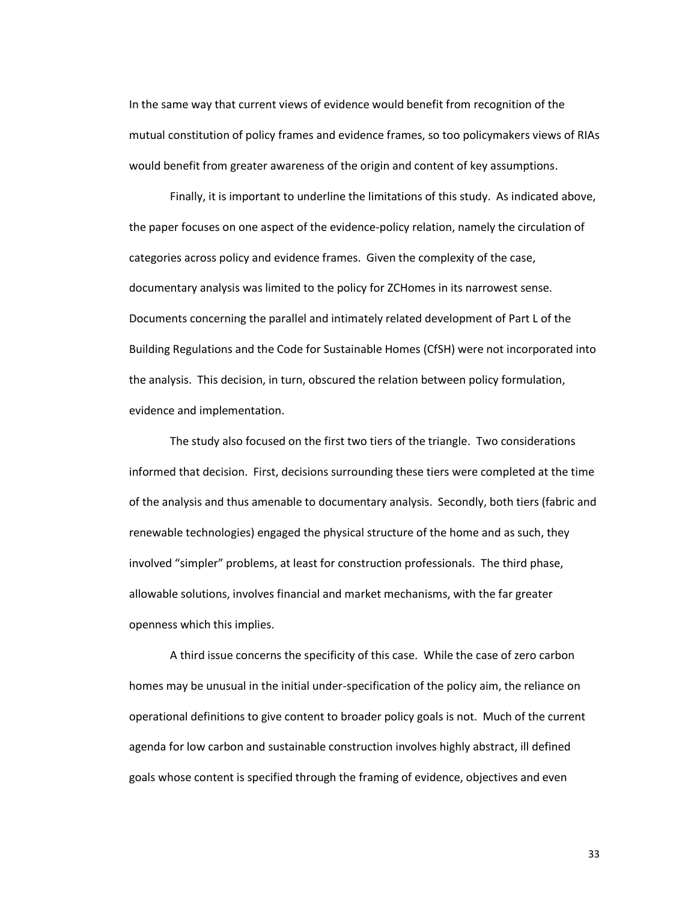In the same way that current views of evidence would benefit from recognition of the mutual constitution of policy frames and evidence frames, so too policymakers views of RIAs would benefit from greater awareness of the origin and content of key assumptions.

Finally, it is important to underline the limitations of this study. As indicated above, the paper focuses on one aspect of the evidence-policy relation, namely the circulation of categories across policy and evidence frames. Given the complexity of the case, documentary analysis was limited to the policy for ZCHomes in its narrowest sense. Documents concerning the parallel and intimately related development of Part L of the Building Regulations and the Code for Sustainable Homes (CfSH) were not incorporated into the analysis. This decision, in turn, obscured the relation between policy formulation, evidence and implementation.

The study also focused on the first two tiers of the triangle. Two considerations informed that decision. First, decisions surrounding these tiers were completed at the time of the analysis and thus amenable to documentary analysis. Secondly, both tiers (fabric and renewable technologies) engaged the physical structure of the home and as such, they involved "simpler" problems, at least for construction professionals. The third phase, allowable solutions, involves financial and market mechanisms, with the far greater openness which this implies.

A third issue concerns the specificity of this case. While the case of zero carbon homes may be unusual in the initial under-specification of the policy aim, the reliance on operational definitions to give content to broader policy goals is not. Much of the current agenda for low carbon and sustainable construction involves highly abstract, ill defined goals whose content is specified through the framing of evidence, objectives and even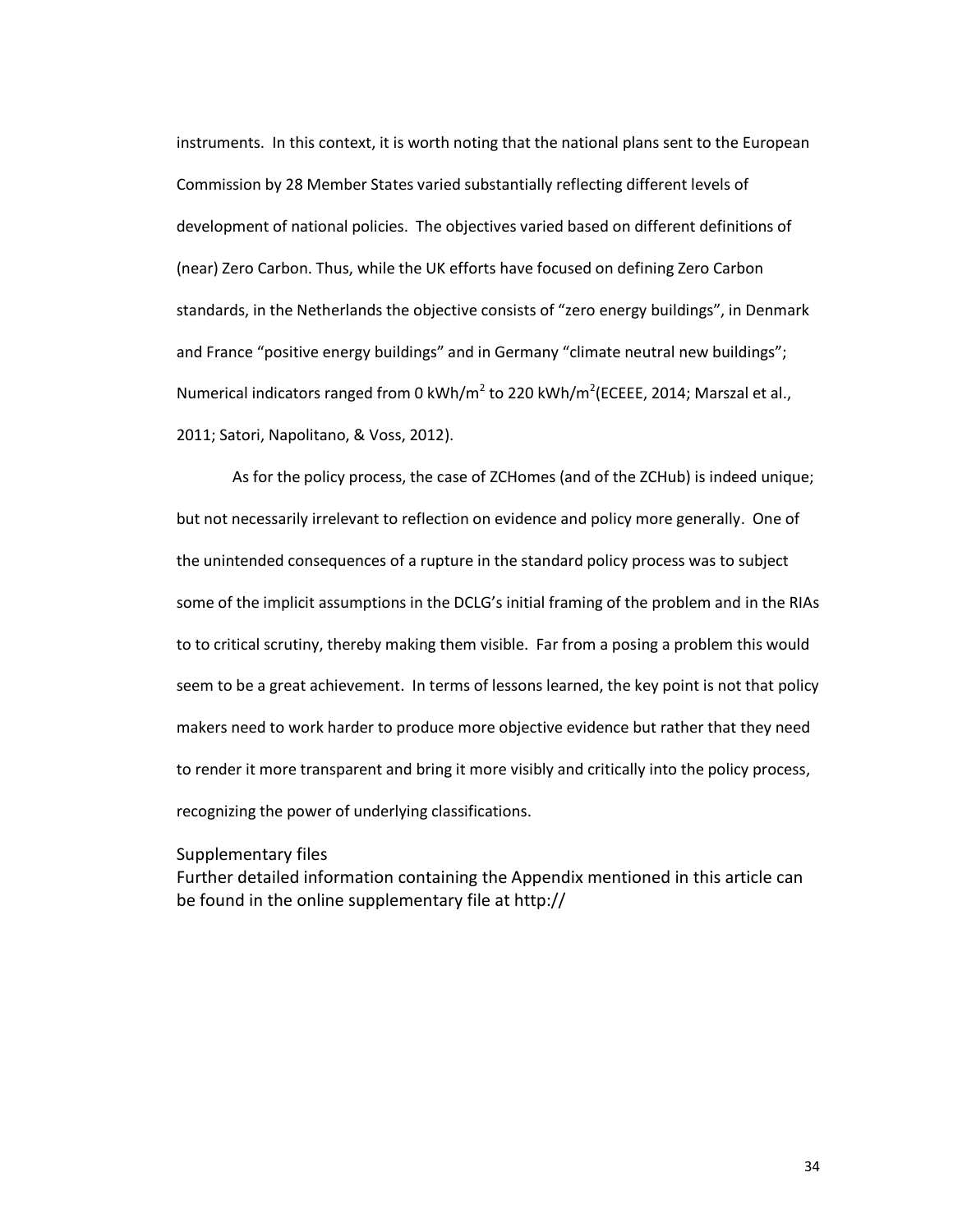instruments. In this context, it is worth noting that the national plans sent to the European Commission by 28 Member States varied substantially reflecting different levels of development of national policies. The objectives varied based on different definitions of (near) Zero Carbon. Thus, while the UK efforts have focused on defining Zero Carbon standards, in the Netherlands the objective consists of "zero energy buildings", in Denmark and France "positive energy buildings" and in Germany "climate neutral new buildings"; Numerical indicators ranged from 0 kWh/$m^2$ to 220 kWh/$m^2$(ECEEE, 2014; Marszal et al., 2011; Satori, Napolitano, & Voss, 2012).

As for the policy process, the case of ZCHomes (and of the ZCHub) is indeed unique; but not necessarily irrelevant to reflection on evidence and policy more generally. One of the unintended consequences of a rupture in the standard policy process was to subject some of the implicit assumptions in the DCLG's initial framing of the problem and in the RIAs to to critical scrutiny, thereby making them visible. Far from a posing a problem this would seem to be a great achievement. In terms of lessons learned, the key point is not that policy makers need to work harder to produce more objective evidence but rather that they need to render it more transparent and bring it more visibly and critically into the policy process, recognizing the power of underlying classifications.

## Supplementary files

Further detailed information containing the Appendix mentioned in this article can be found in the online supplementary file at http://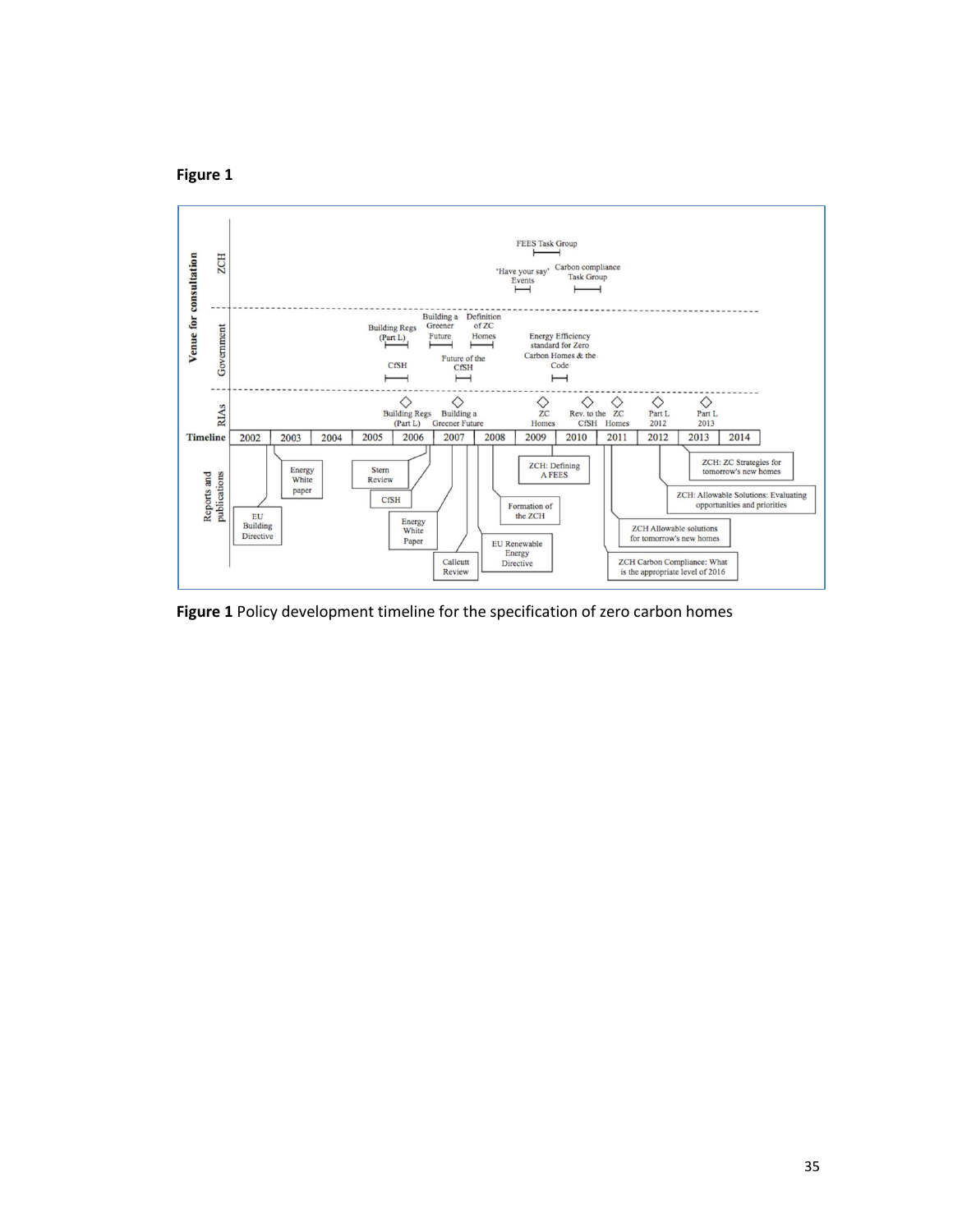**Figure 1**

Venue for consultation

ZCH

FEES Task Group

'Have your say' Events

Carbon compliance Task Group

Government

Building Regs (Part L)

Building a Greener Future

Definition of ZC Homes

CfSH

Future of the CfSH

Energy Efficiency standard for Zero Carbon Homes & the Code

RIAs

Building Regs (Part L)

Building a Greener Future

ZC Homes

Rev. to the CfSH

ZC Homes

Part L 2012

Part L 2013

Timeline

2002 2003 2004 2005 2006 2007 2008 2009 2010 2011 2012 2013 2014

Reports and publications

EU Building Directive

Energy White paper

Stern Review

CfSH

Energy White Paper

Callcutt Review

EU Renewable Energy Directive

Formation of the ZCH

ZCH: Defining A FEES

ZCH Carbon Compliance: What is the appropriate level of 2016

ZCH Allowable solutions for tomorrow's new homes

ZCH: Allowable Solutions: Evaluating opportunities and priorities

ZCH: ZC Strategies for tomorrow's new homes

**Figure 1** Policy development timeline for the specification of zero carbon homes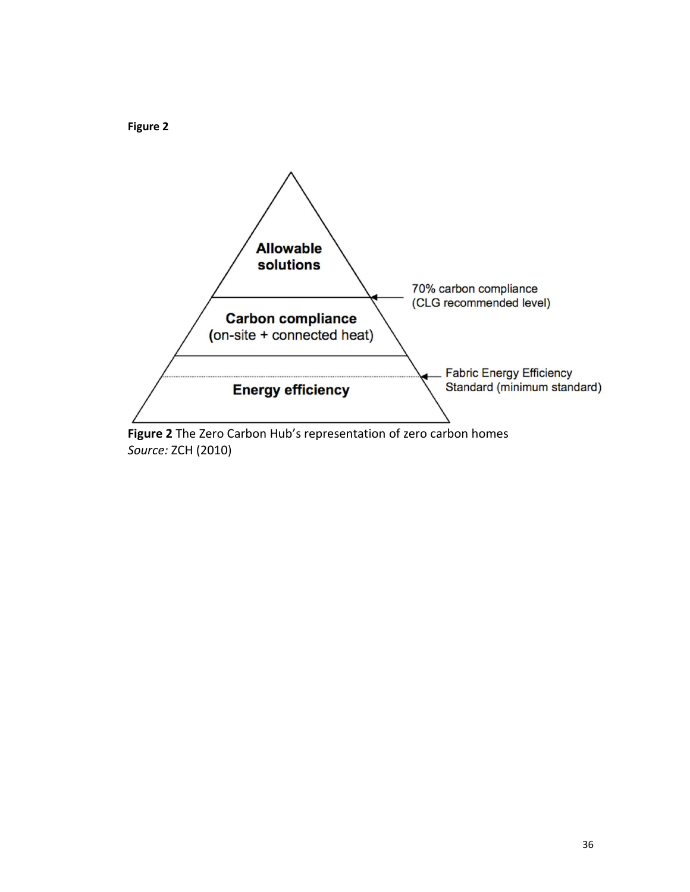**Figure 2**

Allowable solutions

70% carbon compliance (CLG recommended level)

Carbon compliance (on-site + connected heat)

Fabric Energy Efficiency Standard (minimum standard)

Energy efficiency

**Figure 2** The Zero Carbon Hub's representation of zero carbon homes
*Source:* ZCH (2010)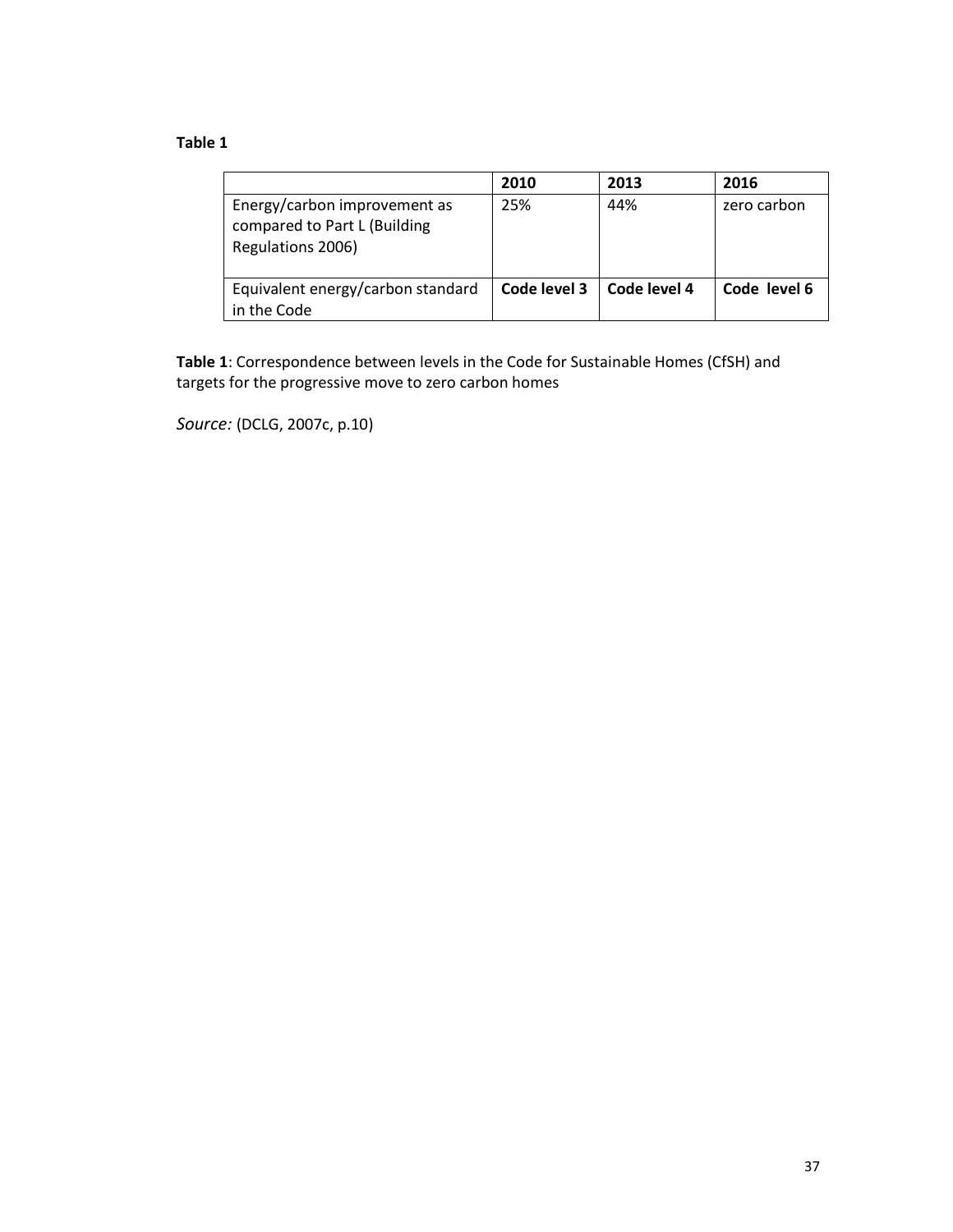**Table 1**

| | 2010 | 2013 | 2016 |
|---|---|---|---|
| Energy/carbon improvement as compared to Part L (Building Regulations 2006) | 25% | 44% | zero carbon |
| Equivalent energy/carbon standard in the Code | **Code level 3** | **Code level 4** | **Code level 6** |

**Table 1**: Correspondence between levels in the Code for Sustainable Homes (CfSH) and targets for the progressive move to zero carbon homes

*Source:* (DCLG, 2007c, p.10)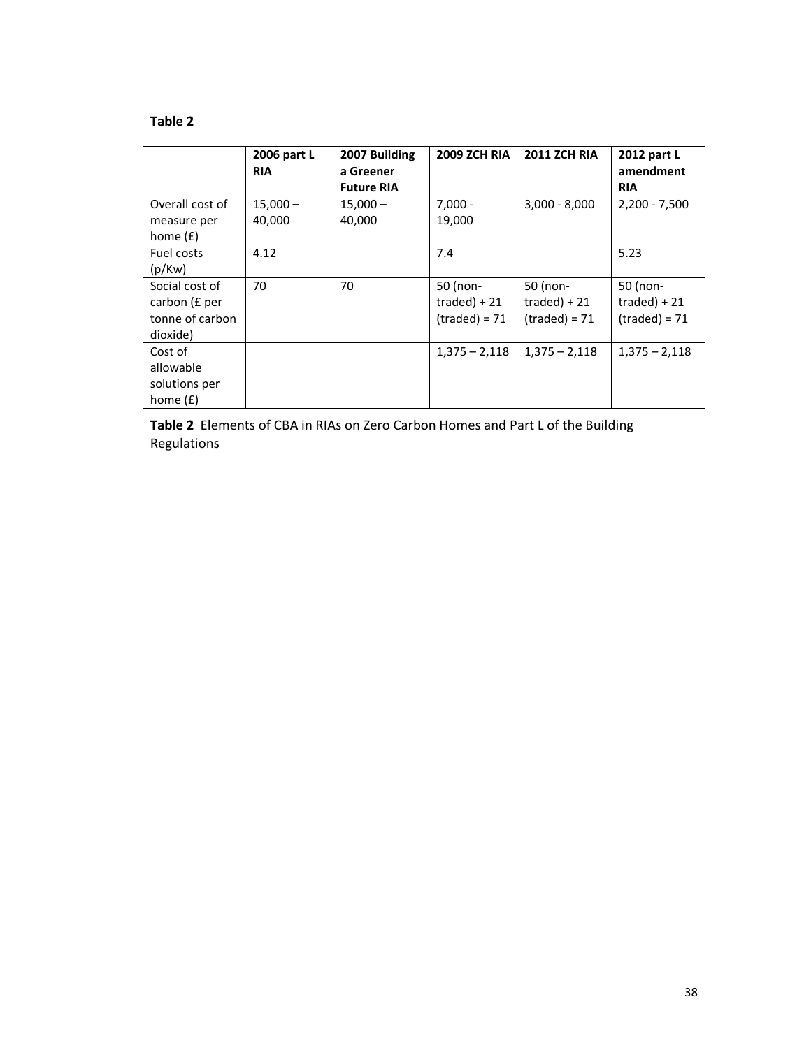**Table 2**

| | 2006 part L RIA | 2007 Building a Greener Future RIA | 2009 ZCH RIA | 2011 ZCH RIA | 2012 part L amendment RIA |
|---|---|---|---|---|---|
| Overall cost of measure per home (£) | 15,000 – 40,000 | 15,000 – 40,000 | 7,000 - 19,000 | 3,000 - 8,000 | 2,200 - 7,500 |
| Fuel costs (p/Kw) | 4.12 | | 7.4 | | 5.23 |
| Social cost of carbon (£ per tonne of carbon dioxide) | 70 | 70 | 50 (non-traded) + 21 (traded) = 71 | 50 (non-traded) + 21 (traded) = 71 | 50 (non-traded) + 21 (traded) = 71 |
| Cost of allowable solutions per home (£) | | | 1,375 – 2,118 | 1,375 – 2,118 | 1,375 – 2,118 |

**Table 2** Elements of CBA in RIAs on Zero Carbon Homes and Part L of the Building Regulations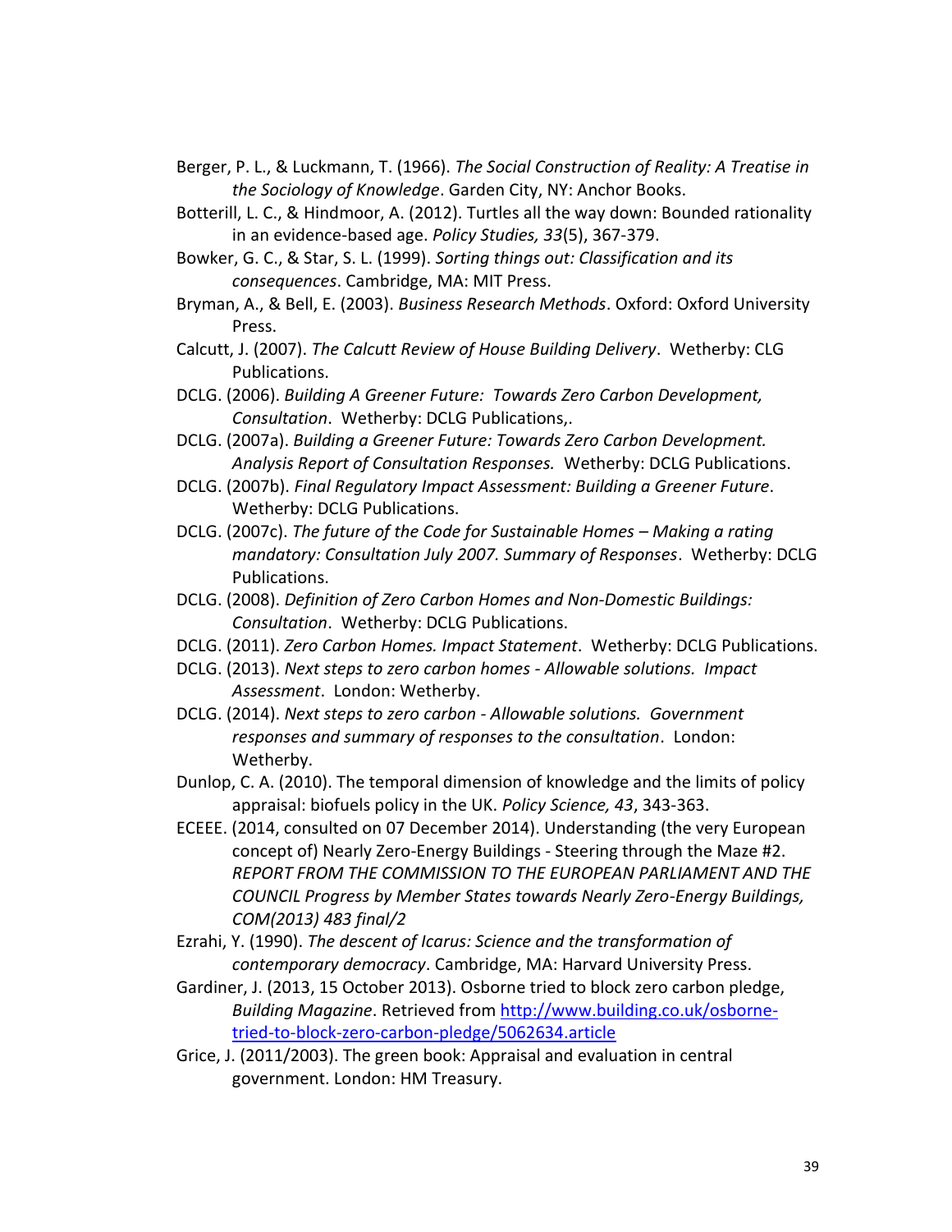Berger, P. L., & Luckmann, T. (1966). *The Social Construction of Reality: A Treatise in the Sociology of Knowledge*. Garden City, NY: Anchor Books.

Botterill, L. C., & Hindmoor, A. (2012). Turtles all the way down: Bounded rationality in an evidence-based age. *Policy Studies, 33*(5), 367-379.

Bowker, G. C., & Star, S. L. (1999). *Sorting things out: Classification and its consequences*. Cambridge, MA: MIT Press.

Bryman, A., & Bell, E. (2003). *Business Research Methods*. Oxford: Oxford University Press.

Calcutt, J. (2007). *The Calcutt Review of House Building Delivery*. Wetherby: CLG Publications.

DCLG. (2006). *Building A Greener Future: Towards Zero Carbon Development, Consultation*. Wetherby: DCLG Publications,.

DCLG. (2007a). *Building a Greener Future: Towards Zero Carbon Development. Analysis Report of Consultation Responses.* Wetherby: DCLG Publications.

DCLG. (2007b). *Final Regulatory Impact Assessment: Building a Greener Future*. Wetherby: DCLG Publications.

DCLG. (2007c). *The future of the Code for Sustainable Homes – Making a rating mandatory: Consultation July 2007. Summary of Responses*. Wetherby: DCLG Publications.

DCLG. (2008). *Definition of Zero Carbon Homes and Non-Domestic Buildings: Consultation*. Wetherby: DCLG Publications.

DCLG. (2011). *Zero Carbon Homes. Impact Statement*. Wetherby: DCLG Publications.

DCLG. (2013). *Next steps to zero carbon homes - Allowable solutions. Impact Assessment*. London: Wetherby.

DCLG. (2014). *Next steps to zero carbon - Allowable solutions. Government responses and summary of responses to the consultation*. London: Wetherby.

Dunlop, C. A. (2010). The temporal dimension of knowledge and the limits of policy appraisal: biofuels policy in the UK. *Policy Science, 43*, 343-363.

ECEEE. (2014, consulted on 07 December 2014). Understanding (the very European concept of) Nearly Zero-Energy Buildings - Steering through the Maze #2. *REPORT FROM THE COMMISSION TO THE EUROPEAN PARLIAMENT AND THE COUNCIL Progress by Member States towards Nearly Zero-Energy Buildings, COM(2013) 483 final/2*

Ezrahi, Y. (1990). *The descent of Icarus: Science and the transformation of contemporary democracy*. Cambridge, MA: Harvard University Press.

Gardiner, J. (2013, 15 October 2013). Osborne tried to block zero carbon pledge, *Building Magazine*. Retrieved from http://www.building.co.uk/osborne-tried-to-block-zero-carbon-pledge/5062634.article

Grice, J. (2011/2003). The green book: Appraisal and evaluation in central government. London: HM Treasury.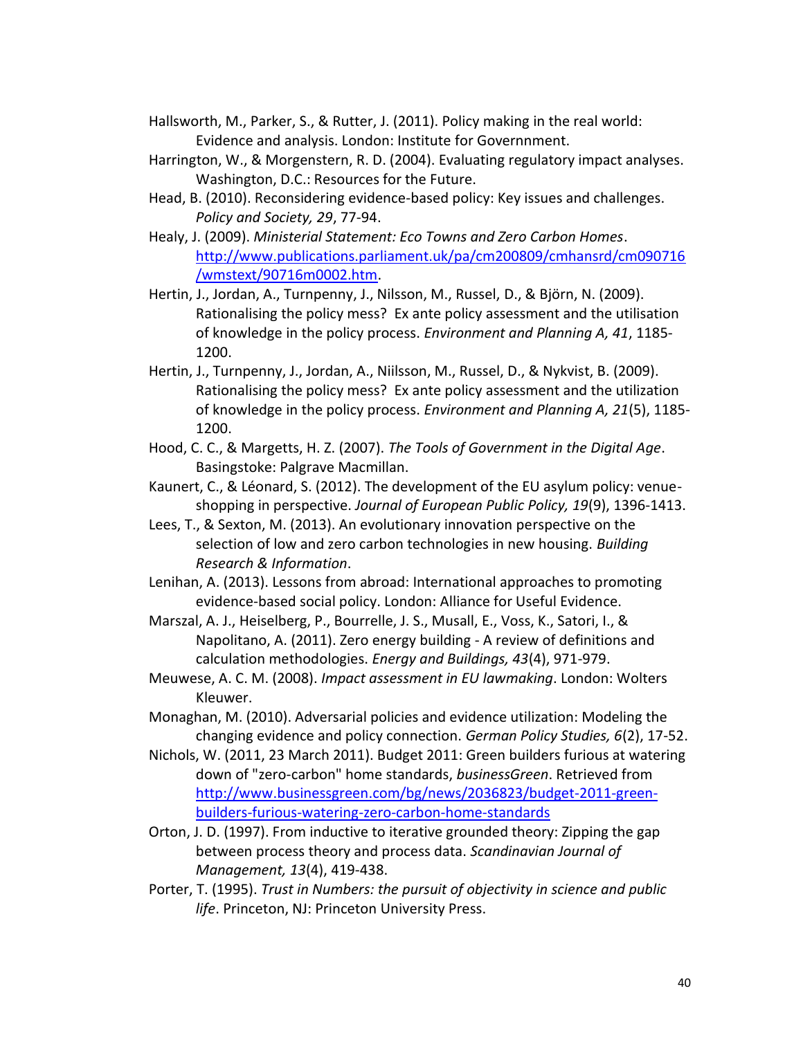Hallsworth, M., Parker, S., & Rutter, J. (2011). Policy making in the real world: Evidence and analysis. London: Institute for Governnment.

Harrington, W., & Morgenstern, R. D. (2004). Evaluating regulatory impact analyses. Washington, D.C.: Resources for the Future.

Head, B. (2010). Reconsidering evidence-based policy: Key issues and challenges. *Policy and Society, 29*, 77-94.

Healy, J. (2009). *Ministerial Statement: Eco Towns and Zero Carbon Homes*. http://www.publications.parliament.uk/pa/cm200809/cmhansrd/cm090716/wmstext/90716m0002.htm.

Hertin, J., Jordan, A., Turnpenny, J., Nilsson, M., Russel, D., & Björn, N. (2009). Rationalising the policy mess? Ex ante policy assessment and the utilisation of knowledge in the policy process. *Environment and Planning A, 41*, 1185-1200.

Hertin, J., Turnpenny, J., Jordan, A., Niilsson, M., Russel, D., & Nykvist, B. (2009). Rationalising the policy mess? Ex ante policy assessment and the utilization of knowledge in the policy process. *Environment and Planning A, 21*(5), 1185-1200.

Hood, C. C., & Margetts, H. Z. (2007). *The Tools of Government in the Digital Age*. Basingstoke: Palgrave Macmillan.

Kaunert, C., & Léonard, S. (2012). The development of the EU asylum policy: venue-shopping in perspective. *Journal of European Public Policy, 19*(9), 1396-1413.

Lees, T., & Sexton, M. (2013). An evolutionary innovation perspective on the selection of low and zero carbon technologies in new housing. *Building Research & Information*.

Lenihan, A. (2013). Lessons from abroad: International approaches to promoting evidence-based social policy. London: Alliance for Useful Evidence.

Marszal, A. J., Heiselberg, P., Bourrelle, J. S., Musall, E., Voss, K., Satori, I., & Napolitano, A. (2011). Zero energy building - A review of definitions and calculation methodologies. *Energy and Buildings, 43*(4), 971-979.

Meuwese, A. C. M. (2008). *Impact assessment in EU lawmaking*. London: Wolters Kleuwer.

Monaghan, M. (2010). Adversarial policies and evidence utilization: Modeling the changing evidence and policy connection. *German Policy Studies, 6*(2), 17-52.

Nichols, W. (2011, 23 March 2011). Budget 2011: Green builders furious at watering down of "zero-carbon" home standards, *businessGreen*. Retrieved from http://www.businessgreen.com/bg/news/2036823/budget-2011-green-builders-furious-watering-zero-carbon-home-standards

Orton, J. D. (1997). From inductive to iterative grounded theory: Zipping the gap between process theory and process data. *Scandinavian Journal of Management, 13*(4), 419-438.

Porter, T. (1995). *Trust in Numbers: the pursuit of objectivity in science and public life*. Princeton, NJ: Princeton University Press.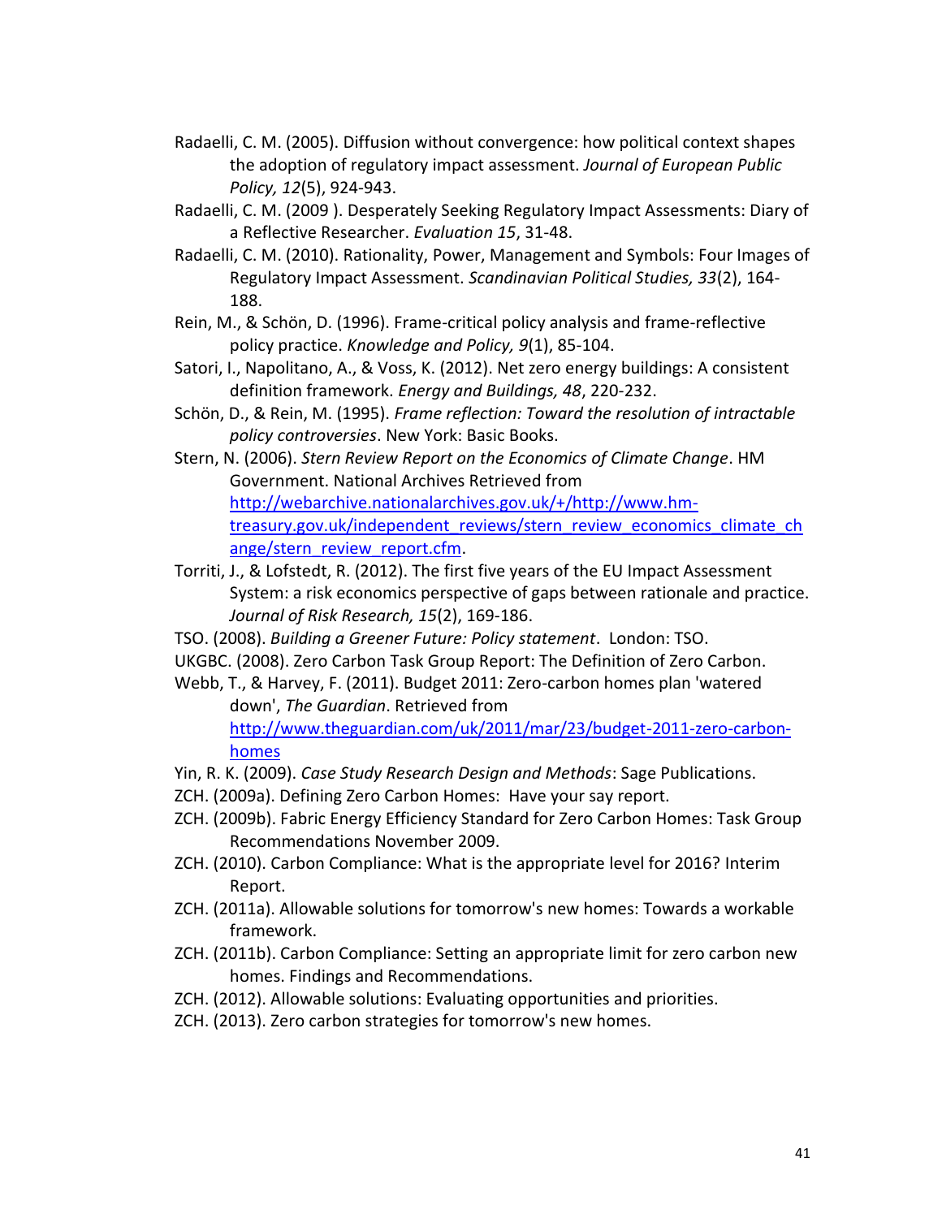Radaelli, C. M. (2005). Diffusion without convergence: how political context shapes the adoption of regulatory impact assessment. *Journal of European Public Policy, 12*(5), 924-943.

Radaelli, C. M. (2009 ). Desperately Seeking Regulatory Impact Assessments: Diary of a Reflective Researcher. *Evaluation 15*, 31-48.

Radaelli, C. M. (2010). Rationality, Power, Management and Symbols: Four Images of Regulatory Impact Assessment. *Scandinavian Political Studies, 33*(2), 164-188.

Rein, M., & Schön, D. (1996). Frame-critical policy analysis and frame-reflective policy practice. *Knowledge and Policy, 9*(1), 85-104.

Satori, I., Napolitano, A., & Voss, K. (2012). Net zero energy buildings: A consistent definition framework. *Energy and Buildings, 48*, 220-232.

Schön, D., & Rein, M. (1995). *Frame reflection: Toward the resolution of intractable policy controversies*. New York: Basic Books.

Stern, N. (2006). *Stern Review Report on the Economics of Climate Change*. HM Government. National Archives Retrieved from http://webarchive.nationalarchives.gov.uk/+/http://www.hm-treasury.gov.uk/independent_reviews/stern_review_economics_climate_change/stern_review_report.cfm.

Torriti, J., & Lofstedt, R. (2012). The first five years of the EU Impact Assessment System: a risk economics perspective of gaps between rationale and practice. *Journal of Risk Research, 15*(2), 169-186.

TSO. (2008). *Building a Greener Future: Policy statement*. London: TSO.

UKGBC. (2008). Zero Carbon Task Group Report: The Definition of Zero Carbon.

Webb, T., & Harvey, F. (2011). Budget 2011: Zero-carbon homes plan 'watered down', *The Guardian*. Retrieved from http://www.theguardian.com/uk/2011/mar/23/budget-2011-zero-carbon-homes

Yin, R. K. (2009). *Case Study Research Design and Methods*: Sage Publications.

ZCH. (2009a). Defining Zero Carbon Homes: Have your say report.

ZCH. (2009b). Fabric Energy Efficiency Standard for Zero Carbon Homes: Task Group Recommendations November 2009.

ZCH. (2010). Carbon Compliance: What is the appropriate level for 2016? Interim Report.

ZCH. (2011a). Allowable solutions for tomorrow's new homes: Towards a workable framework.

ZCH. (2011b). Carbon Compliance: Setting an appropriate limit for zero carbon new homes. Findings and Recommendations.

ZCH. (2012). Allowable solutions: Evaluating opportunities and priorities.

ZCH. (2013). Zero carbon strategies for tomorrow's new homes.